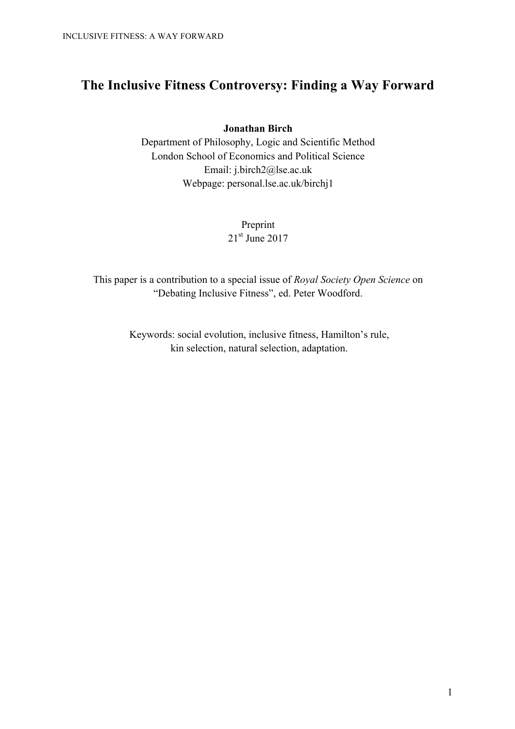# The Inclusive Fitness Controversy: Finding a Way Forward

**Jonathan Birch**

Department of Philosophy, Logic and Scientific Method
London School of Economics and Political Science
Email: j.birch2@lse.ac.uk
Webpage: personal.lse.ac.uk/birchj1

Preprint
21st June 2017

This paper is a contribution to a special issue of *Royal Society Open Science* on "Debating Inclusive Fitness", ed. Peter Woodford.

Keywords: social evolution, inclusive fitness, Hamilton's rule, kin selection, natural selection, adaptation.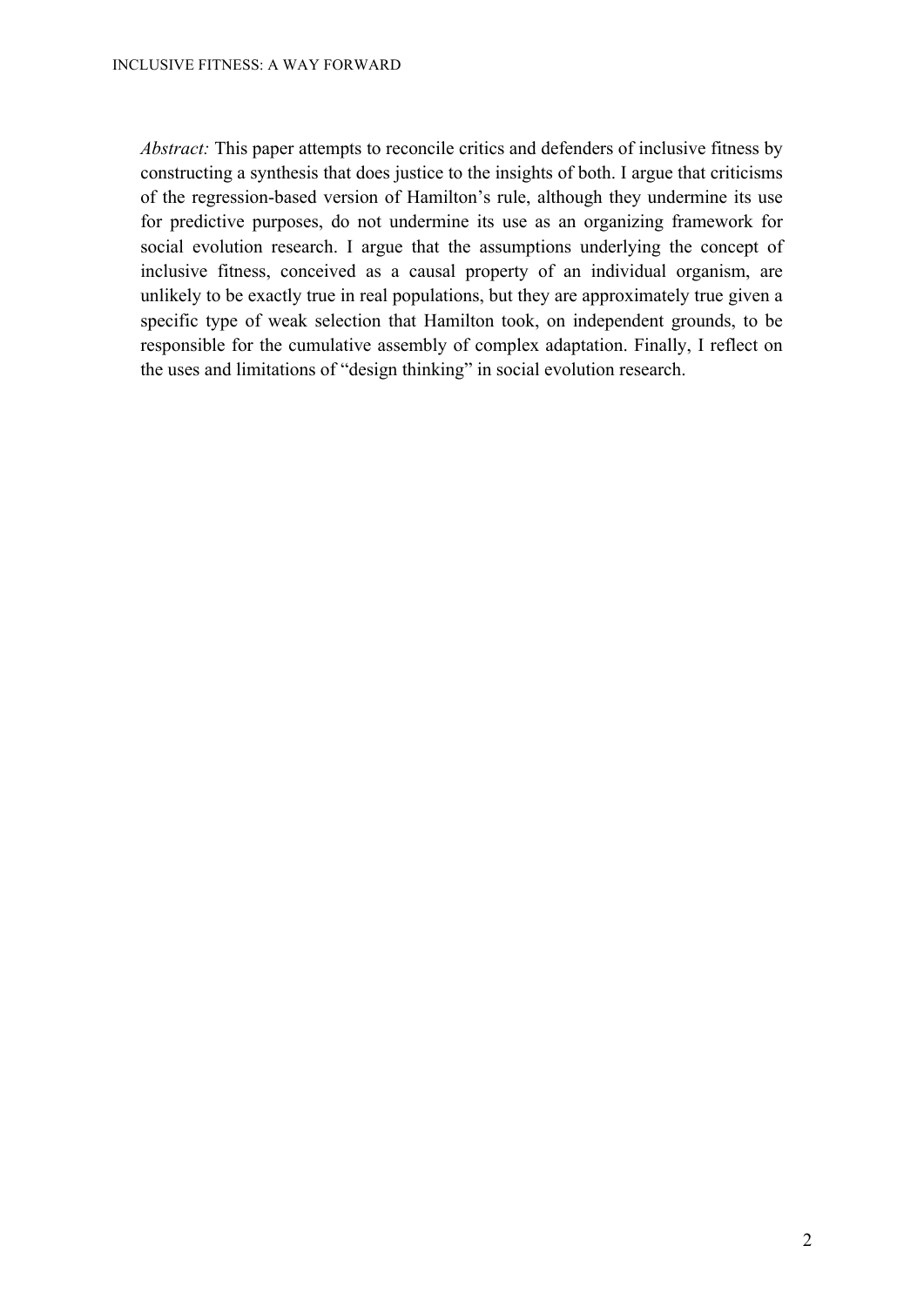*Abstract:* This paper attempts to reconcile critics and defenders of inclusive fitness by constructing a synthesis that does justice to the insights of both. I argue that criticisms of the regression-based version of Hamilton's rule, although they undermine its use for predictive purposes, do not undermine its use as an organizing framework for social evolution research. I argue that the assumptions underlying the concept of inclusive fitness, conceived as a causal property of an individual organism, are unlikely to be exactly true in real populations, but they are approximately true given a specific type of weak selection that Hamilton took, on independent grounds, to be responsible for the cumulative assembly of complex adaptation. Finally, I reflect on the uses and limitations of "design thinking" in social evolution research.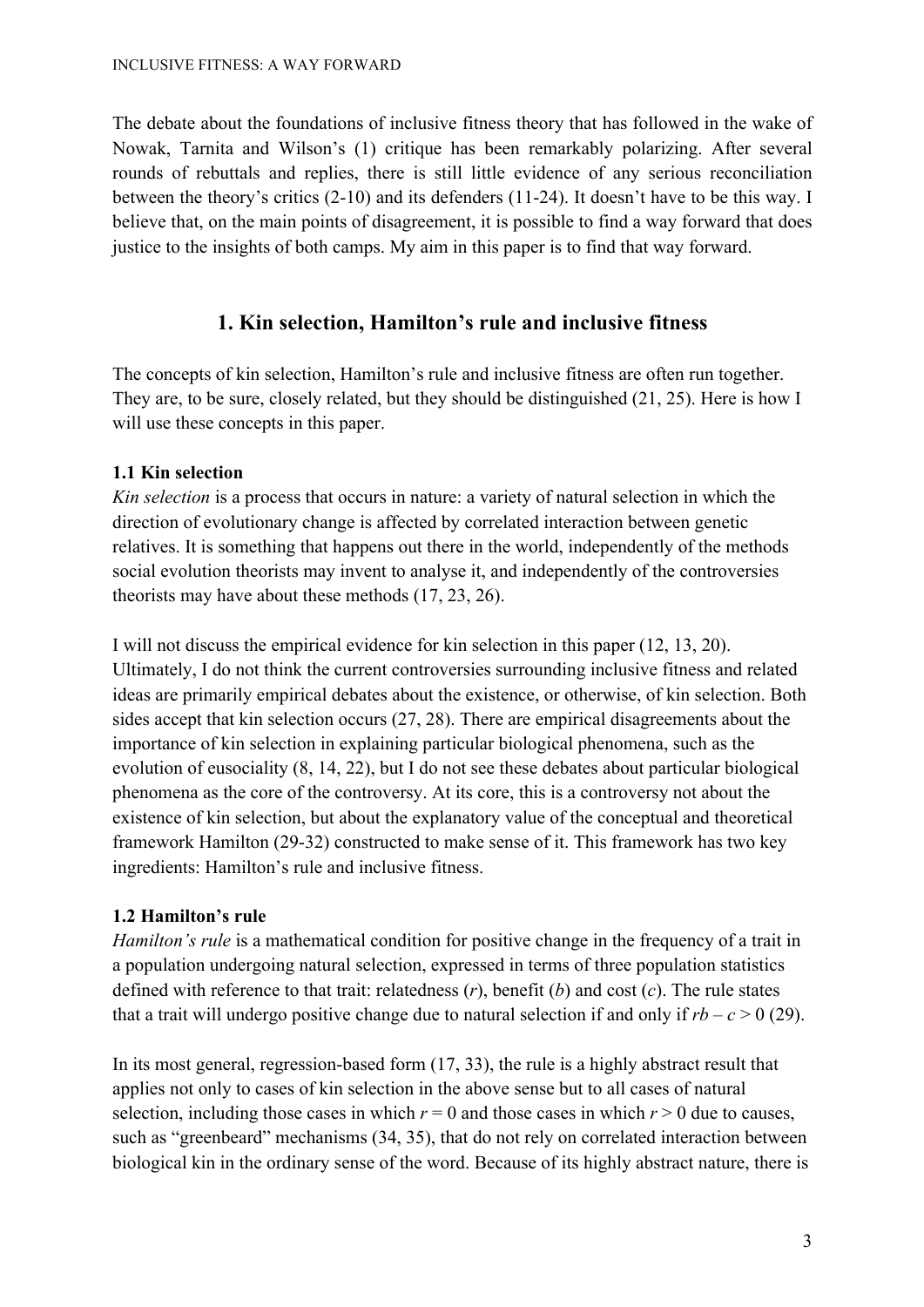The debate about the foundations of inclusive fitness theory that has followed in the wake of Nowak, Tarnita and Wilson's (1) critique has been remarkably polarizing. After several rounds of rebuttals and replies, there is still little evidence of any serious reconciliation between the theory's critics (2-10) and its defenders (11-24). It doesn't have to be this way. I believe that, on the main points of disagreement, it is possible to find a way forward that does justice to the insights of both camps. My aim in this paper is to find that way forward.

## 1. Kin selection, Hamilton's rule and inclusive fitness

The concepts of kin selection, Hamilton's rule and inclusive fitness are often run together. They are, to be sure, closely related, but they should be distinguished (21, 25). Here is how I will use these concepts in this paper.

### 1.1 Kin selection

*Kin selection* is a process that occurs in nature: a variety of natural selection in which the direction of evolutionary change is affected by correlated interaction between genetic relatives. It is something that happens out there in the world, independently of the methods social evolution theorists may invent to analyse it, and independently of the controversies theorists may have about these methods (17, 23, 26).

I will not discuss the empirical evidence for kin selection in this paper (12, 13, 20). Ultimately, I do not think the current controversies surrounding inclusive fitness and related ideas are primarily empirical debates about the existence, or otherwise, of kin selection. Both sides accept that kin selection occurs (27, 28). There are empirical disagreements about the importance of kin selection in explaining particular biological phenomena, such as the evolution of eusociality (8, 14, 22), but I do not see these debates about particular biological phenomena as the core of the controversy. At its core, this is a controversy not about the existence of kin selection, but about the explanatory value of the conceptual and theoretical framework Hamilton (29-32) constructed to make sense of it. This framework has two key ingredients: Hamilton's rule and inclusive fitness.

### 1.2 Hamilton's rule

*Hamilton's rule* is a mathematical condition for positive change in the frequency of a trait in a population undergoing natural selection, expressed in terms of three population statistics defined with reference to that trait: relatedness ($r$), benefit ($b$) and cost ($c$). The rule states that a trait will undergo positive change due to natural selection if and only if $rb - c > 0$ (29).

In its most general, regression-based form (17, 33), the rule is a highly abstract result that applies not only to cases of kin selection in the above sense but to all cases of natural selection, including those cases in which $r = 0$ and those cases in which $r > 0$ due to causes, such as "greenbeard" mechanisms (34, 35), that do not rely on correlated interaction between biological kin in the ordinary sense of the word. Because of its highly abstract nature, there is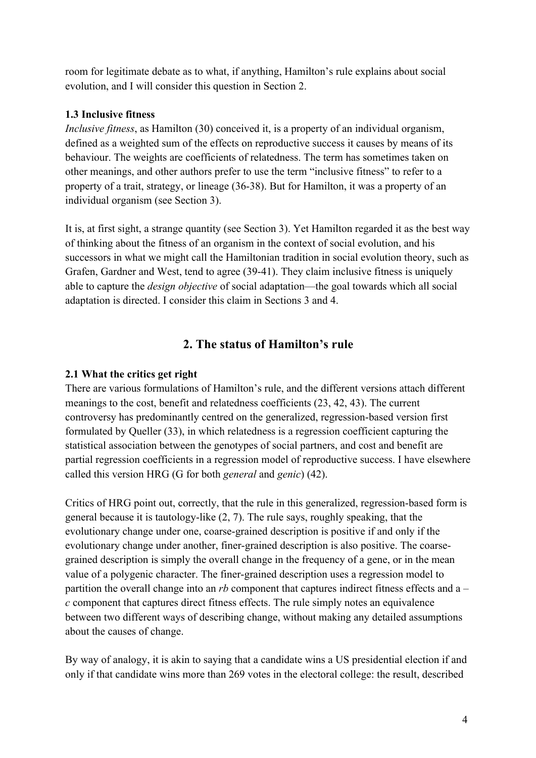room for legitimate debate as to what, if anything, Hamilton's rule explains about social evolution, and I will consider this question in Section 2.

### 1.3 Inclusive fitness

*Inclusive fitness*, as Hamilton (30) conceived it, is a property of an individual organism, defined as a weighted sum of the effects on reproductive success it causes by means of its behaviour. The weights are coefficients of relatedness. The term has sometimes taken on other meanings, and other authors prefer to use the term "inclusive fitness" to refer to a property of a trait, strategy, or lineage (36-38). But for Hamilton, it was a property of an individual organism (see Section 3).

It is, at first sight, a strange quantity (see Section 3). Yet Hamilton regarded it as the best way of thinking about the fitness of an organism in the context of social evolution, and his successors in what we might call the Hamiltonian tradition in social evolution theory, such as Grafen, Gardner and West, tend to agree (39-41). They claim inclusive fitness is uniquely able to capture the *design objective* of social adaptation—the goal towards which all social adaptation is directed. I consider this claim in Sections 3 and 4.

## 2. The status of Hamilton's rule

### 2.1 What the critics get right

There are various formulations of Hamilton's rule, and the different versions attach different meanings to the cost, benefit and relatedness coefficients (23, 42, 43). The current controversy has predominantly centred on the generalized, regression-based version first formulated by Queller (33), in which relatedness is a regression coefficient capturing the statistical association between the genotypes of social partners, and cost and benefit are partial regression coefficients in a regression model of reproductive success. I have elsewhere called this version HRG (G for both *general* and *genic*) (42).

Critics of HRG point out, correctly, that the rule in this generalized, regression-based form is general because it is tautology-like (2, 7). The rule says, roughly speaking, that the evolutionary change under one, coarse-grained description is positive if and only if the evolutionary change under another, finer-grained description is also positive. The coarse-grained description is simply the overall change in the frequency of a gene, or in the mean value of a polygenic character. The finer-grained description uses a regression model to partition the overall change into an $rb$ component that captures indirect fitness effects and a $-c$ component that captures direct fitness effects. The rule simply notes an equivalence between two different ways of describing change, without making any detailed assumptions about the causes of change.

By way of analogy, it is akin to saying that a candidate wins a US presidential election if and only if that candidate wins more than 269 votes in the electoral college: the result, described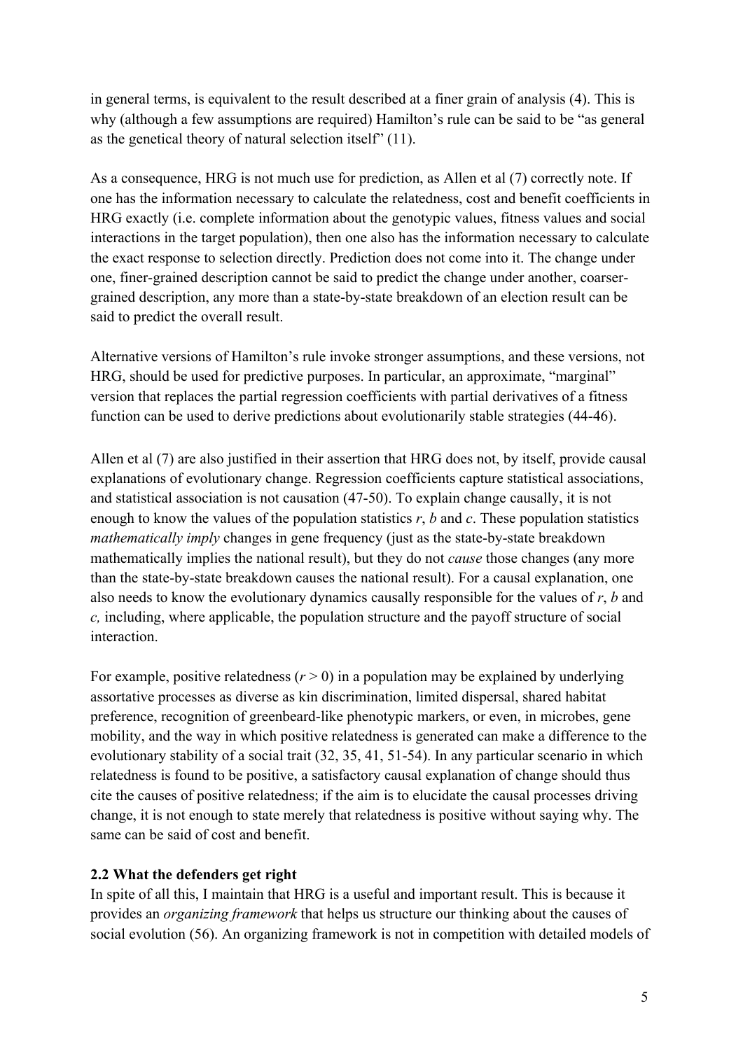in general terms, is equivalent to the result described at a finer grain of analysis (4). This is why (although a few assumptions are required) Hamilton's rule can be said to be "as general as the genetical theory of natural selection itself" (11).

As a consequence, HRG is not much use for prediction, as Allen et al (7) correctly note. If one has the information necessary to calculate the relatedness, cost and benefit coefficients in HRG exactly (i.e. complete information about the genotypic values, fitness values and social interactions in the target population), then one also has the information necessary to calculate the exact response to selection directly. Prediction does not come into it. The change under one, finer-grained description cannot be said to predict the change under another, coarser-grained description, any more than a state-by-state breakdown of an election result can be said to predict the overall result.

Alternative versions of Hamilton's rule invoke stronger assumptions, and these versions, not HRG, should be used for predictive purposes. In particular, an approximate, "marginal" version that replaces the partial regression coefficients with partial derivatives of a fitness function can be used to derive predictions about evolutionarily stable strategies (44-46).

Allen et al (7) are also justified in their assertion that HRG does not, by itself, provide causal explanations of evolutionary change. Regression coefficients capture statistical associations, and statistical association is not causation (47-50). To explain change causally, it is not enough to know the values of the population statistics $r$, $b$ and $c$. These population statistics *mathematically imply* changes in gene frequency (just as the state-by-state breakdown mathematically implies the national result), but they do not *cause* those changes (any more than the state-by-state breakdown causes the national result). For a causal explanation, one also needs to know the evolutionary dynamics causally responsible for the values of $r$, $b$ and $c$, including, where applicable, the population structure and the payoff structure of social interaction.

For example, positive relatedness ($r > 0$) in a population may be explained by underlying assortative processes as diverse as kin discrimination, limited dispersal, shared habitat preference, recognition of greenbeard-like phenotypic markers, or even, in microbes, gene mobility, and the way in which positive relatedness is generated can make a difference to the evolutionary stability of a social trait (32, 35, 41, 51-54). In any particular scenario in which relatedness is found to be positive, a satisfactory causal explanation of change should thus cite the causes of positive relatedness; if the aim is to elucidate the causal processes driving change, it is not enough to state merely that relatedness is positive without saying why. The same can be said of cost and benefit.

## 2.2 What the defenders get right

In spite of all this, I maintain that HRG is a useful and important result. This is because it provides an *organizing framework* that helps us structure our thinking about the causes of social evolution (56). An organizing framework is not in competition with detailed models of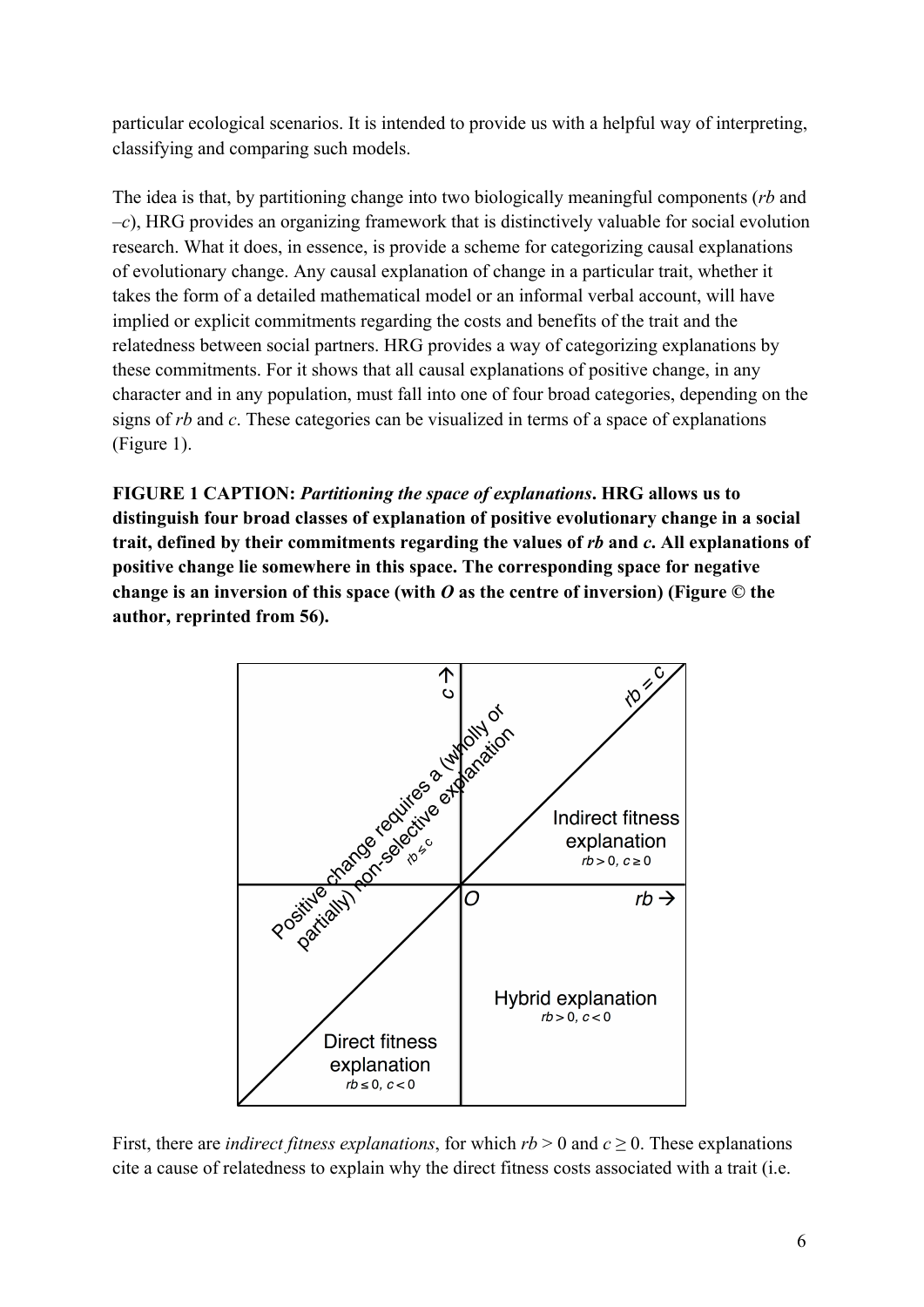particular ecological scenarios. It is intended to provide us with a helpful way of interpreting, classifying and comparing such models.

The idea is that, by partitioning change into two biologically meaningful components (*rb* and –*c*), HRG provides an organizing framework that is distinctively valuable for social evolution research. What it does, in essence, is provide a scheme for categorizing causal explanations of evolutionary change. Any causal explanation of change in a particular trait, whether it takes the form of a detailed mathematical model or an informal verbal account, will have implied or explicit commitments regarding the costs and benefits of the trait and the relatedness between social partners. HRG provides a way of categorizing explanations by these commitments. For it shows that all causal explanations of positive change, in any character and in any population, must fall into one of four broad categories, depending on the signs of *rb* and *c*. These categories can be visualized in terms of a space of explanations (Figure 1).

**FIGURE 1 CAPTION: *Partitioning the space of explanations*. HRG allows us to distinguish four broad classes of explanation of positive evolutionary change in a social trait, defined by their commitments regarding the values of *rb* and *c*. All explanations of positive change lie somewhere in this space. The corresponding space for negative change is an inversion of this space (with *O* as the centre of inversion) (Figure © the author, reprinted from 56).**

First, there are *indirect fitness explanations*, for which $rb > 0$ and $c \geq 0$. These explanations cite a cause of relatedness to explain why the direct fitness costs associated with a trait (i.e.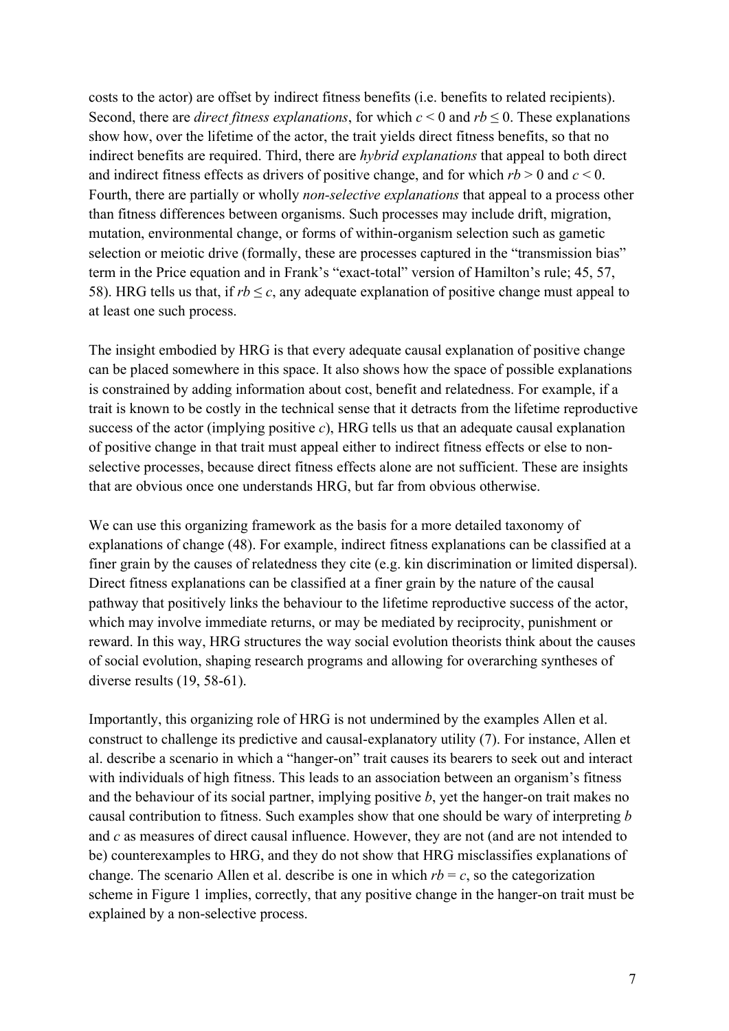costs to the actor) are offset by indirect fitness benefits (i.e. benefits to related recipients). Second, there are *direct fitness explanations*, for which $c < 0$ and $rb \leq 0$. These explanations show how, over the lifetime of the actor, the trait yields direct fitness benefits, so that no indirect benefits are required. Third, there are *hybrid explanations* that appeal to both direct and indirect fitness effects as drivers of positive change, and for which $rb > 0$ and $c < 0$. Fourth, there are partially or wholly *non-selective explanations* that appeal to a process other than fitness differences between organisms. Such processes may include drift, migration, mutation, environmental change, or forms of within-organism selection such as gametic selection or meiotic drive (formally, these are processes captured in the "transmission bias" term in the Price equation and in Frank's "exact-total" version of Hamilton's rule; 45, 57, 58). HRG tells us that, if $rb \leq c$, any adequate explanation of positive change must appeal to at least one such process.

The insight embodied by HRG is that every adequate causal explanation of positive change can be placed somewhere in this space. It also shows how the space of possible explanations is constrained by adding information about cost, benefit and relatedness. For example, if a trait is known to be costly in the technical sense that it detracts from the lifetime reproductive success of the actor (implying positive $c$), HRG tells us that an adequate causal explanation of positive change in that trait must appeal either to indirect fitness effects or else to non-selective processes, because direct fitness effects alone are not sufficient. These are insights that are obvious once one understands HRG, but far from obvious otherwise.

We can use this organizing framework as the basis for a more detailed taxonomy of explanations of change (48). For example, indirect fitness explanations can be classified at a finer grain by the causes of relatedness they cite (e.g. kin discrimination or limited dispersal). Direct fitness explanations can be classified at a finer grain by the nature of the causal pathway that positively links the behaviour to the lifetime reproductive success of the actor, which may involve immediate returns, or may be mediated by reciprocity, punishment or reward. In this way, HRG structures the way social evolution theorists think about the causes of social evolution, shaping research programs and allowing for overarching syntheses of diverse results (19, 58-61).

Importantly, this organizing role of HRG is not undermined by the examples Allen et al. construct to challenge its predictive and causal-explanatory utility (7). For instance, Allen et al. describe a scenario in which a "hanger-on" trait causes its bearers to seek out and interact with individuals of high fitness. This leads to an association between an organism's fitness and the behaviour of its social partner, implying positive $b$, yet the hanger-on trait makes no causal contribution to fitness. Such examples show that one should be wary of interpreting $b$ and $c$ as measures of direct causal influence. However, they are not (and are not intended to be) counterexamples to HRG, and they do not show that HRG misclassifies explanations of change. The scenario Allen et al. describe is one in which $rb = c$, so the categorization scheme in Figure 1 implies, correctly, that any positive change in the hanger-on trait must be explained by a non-selective process.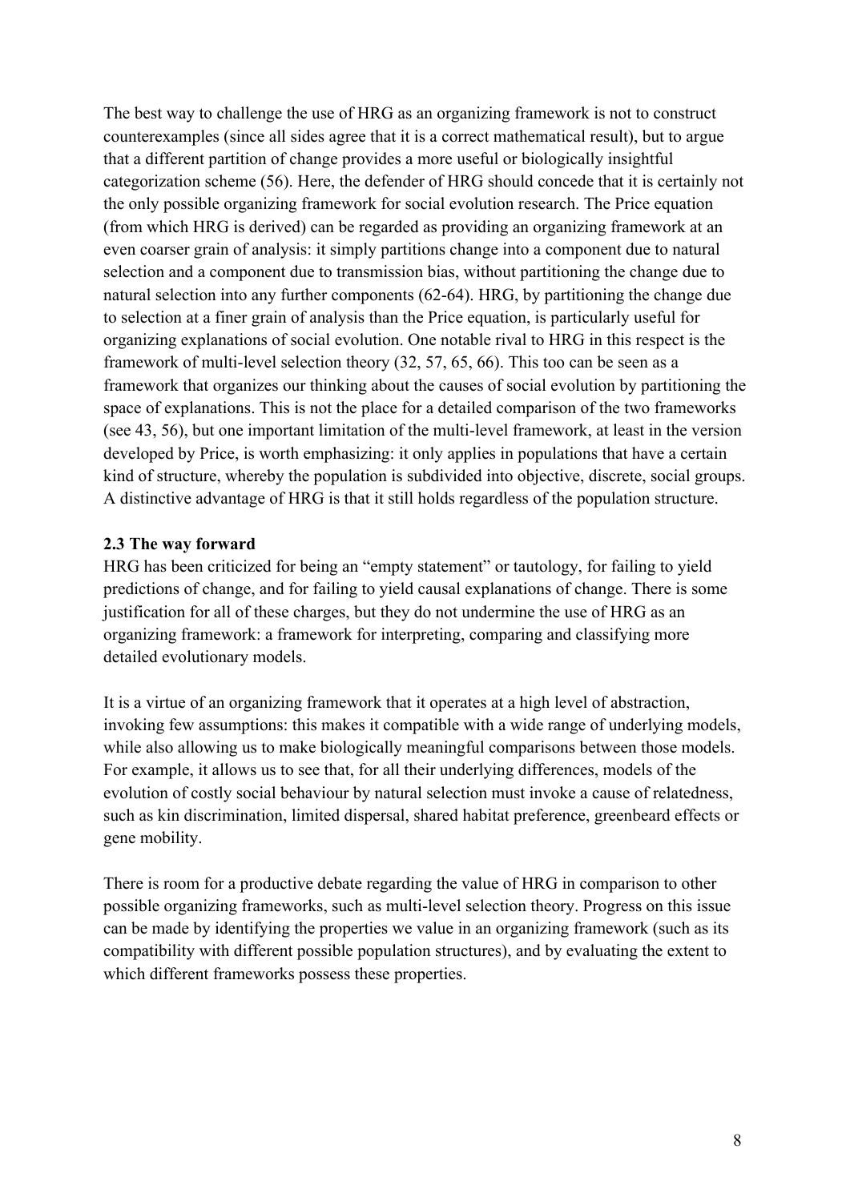The best way to challenge the use of HRG as an organizing framework is not to construct counterexamples (since all sides agree that it is a correct mathematical result), but to argue that a different partition of change provides a more useful or biologically insightful categorization scheme (56). Here, the defender of HRG should concede that it is certainly not the only possible organizing framework for social evolution research. The Price equation (from which HRG is derived) can be regarded as providing an organizing framework at an even coarser grain of analysis: it simply partitions change into a component due to natural selection and a component due to transmission bias, without partitioning the change due to natural selection into any further components (62-64). HRG, by partitioning the change due to selection at a finer grain of analysis than the Price equation, is particularly useful for organizing explanations of social evolution. One notable rival to HRG in this respect is the framework of multi-level selection theory (32, 57, 65, 66). This too can be seen as a framework that organizes our thinking about the causes of social evolution by partitioning the space of explanations. This is not the place for a detailed comparison of the two frameworks (see 43, 56), but one important limitation of the multi-level framework, at least in the version developed by Price, is worth emphasizing: it only applies in populations that have a certain kind of structure, whereby the population is subdivided into objective, discrete, social groups. A distinctive advantage of HRG is that it still holds regardless of the population structure.

### 2.3 The way forward

HRG has been criticized for being an "empty statement" or tautology, for failing to yield predictions of change, and for failing to yield causal explanations of change. There is some justification for all of these charges, but they do not undermine the use of HRG as an organizing framework: a framework for interpreting, comparing and classifying more detailed evolutionary models.

It is a virtue of an organizing framework that it operates at a high level of abstraction, invoking few assumptions: this makes it compatible with a wide range of underlying models, while also allowing us to make biologically meaningful comparisons between those models. For example, it allows us to see that, for all their underlying differences, models of the evolution of costly social behaviour by natural selection must invoke a cause of relatedness, such as kin discrimination, limited dispersal, shared habitat preference, greenbeard effects or gene mobility.

There is room for a productive debate regarding the value of HRG in comparison to other possible organizing frameworks, such as multi-level selection theory. Progress on this issue can be made by identifying the properties we value in an organizing framework (such as its compatibility with different possible population structures), and by evaluating the extent to which different frameworks possess these properties.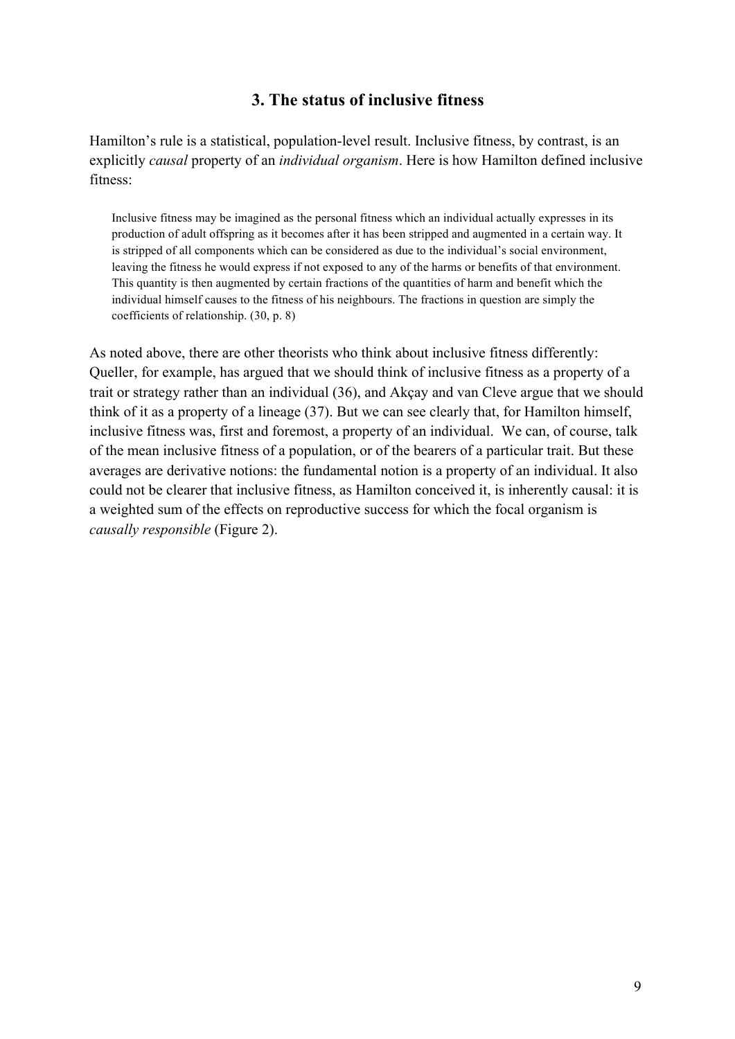## 3. The status of inclusive fitness

Hamilton's rule is a statistical, population-level result. Inclusive fitness, by contrast, is an explicitly *causal* property of an *individual organism*. Here is how Hamilton defined inclusive fitness:

> Inclusive fitness may be imagined as the personal fitness which an individual actually expresses in its production of adult offspring as it becomes after it has been stripped and augmented in a certain way. It is stripped of all components which can be considered as due to the individual's social environment, leaving the fitness he would express if not exposed to any of the harms or benefits of that environment. This quantity is then augmented by certain fractions of the quantities of harm and benefit which the individual himself causes to the fitness of his neighbours. The fractions in question are simply the coefficients of relationship. (30, p. 8)

As noted above, there are other theorists who think about inclusive fitness differently: Queller, for example, has argued that we should think of inclusive fitness as a property of a trait or strategy rather than an individual (36), and Akçay and van Cleve argue that we should think of it as a property of a lineage (37). But we can see clearly that, for Hamilton himself, inclusive fitness was, first and foremost, a property of an individual. We can, of course, talk of the mean inclusive fitness of a population, or of the bearers of a particular trait. But these averages are derivative notions: the fundamental notion is a property of an individual. It also could not be clearer that inclusive fitness, as Hamilton conceived it, is inherently causal: it is a weighted sum of the effects on reproductive success for which the focal organism is *causally responsible* (Figure 2).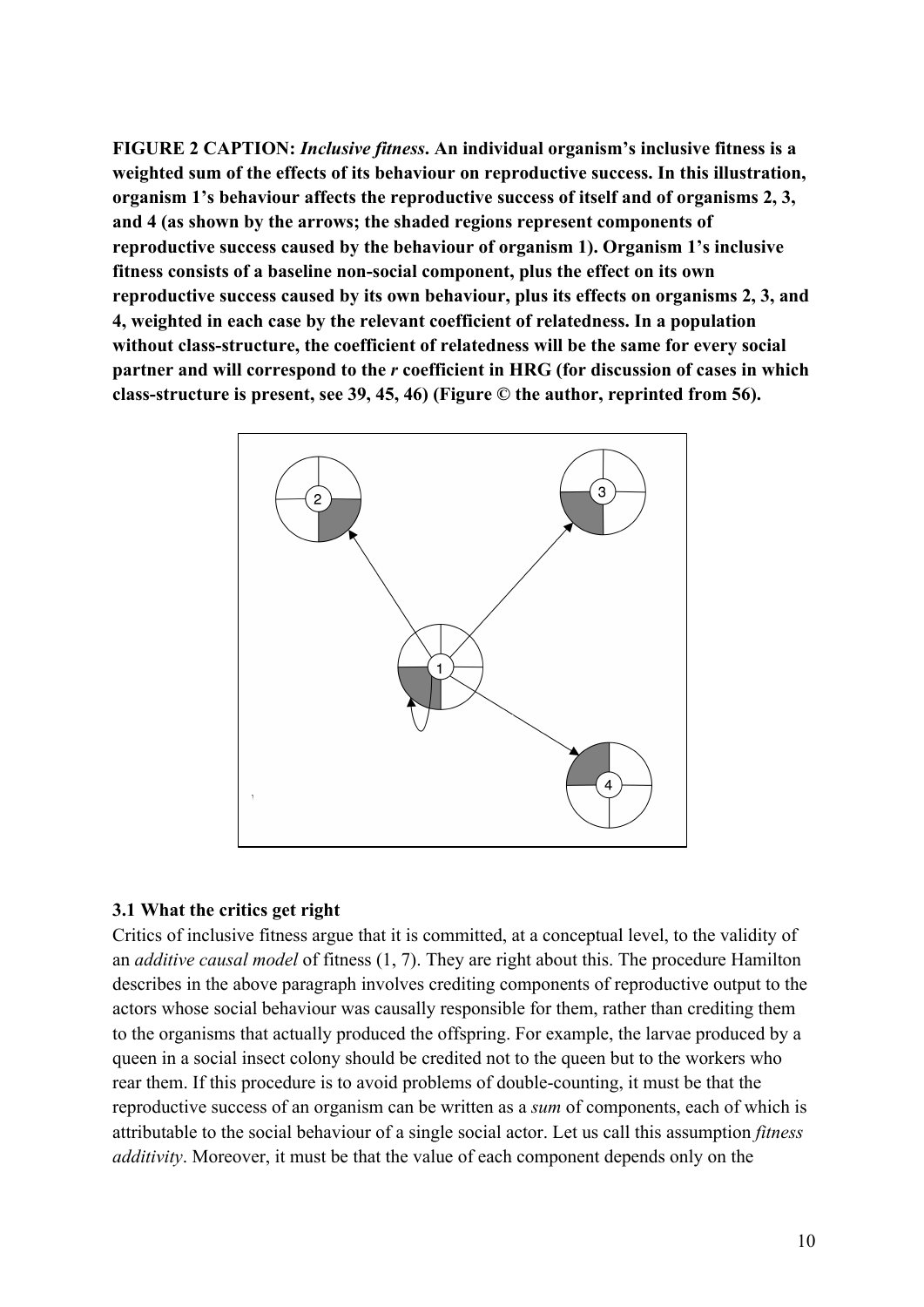**FIGURE 2 CAPTION:** ***Inclusive fitness*****. An individual organism's inclusive fitness is a weighted sum of the effects of its behaviour on reproductive success. In this illustration, organism 1's behaviour affects the reproductive success of itself and of organisms 2, 3, and 4 (as shown by the arrows; the shaded regions represent components of reproductive success caused by the behaviour of organism 1). Organism 1's inclusive fitness consists of a baseline non-social component, plus the effect on its own reproductive success caused by its own behaviour, plus its effects on organisms 2, 3, and 4, weighted in each case by the relevant coefficient of relatedness. In a population without class-structure, the coefficient of relatedness will be the same for every social partner and will correspond to the** ***r*** **coefficient in HRG (for discussion of cases in which class-structure is present, see 39, 45, 46) (Figure © the author, reprinted from 56).**

### 3.1 What the critics get right

Critics of inclusive fitness argue that it is committed, at a conceptual level, to the validity of an *additive causal model* of fitness (1, 7). They are right about this. The procedure Hamilton describes in the above paragraph involves crediting components of reproductive output to the actors whose social behaviour was causally responsible for them, rather than crediting them to the organisms that actually produced the offspring. For example, the larvae produced by a queen in a social insect colony should be credited not to the queen but to the workers who rear them. If this procedure is to avoid problems of double-counting, it must be that the reproductive success of an organism can be written as a *sum* of components, each of which is attributable to the social behaviour of a single social actor. Let us call this assumption *fitness additivity*. Moreover, it must be that the value of each component depends only on the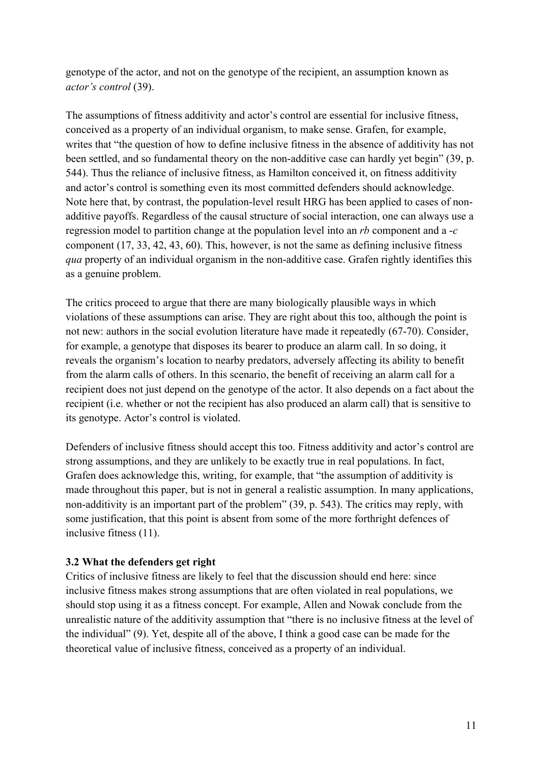genotype of the actor, and not on the genotype of the recipient, an assumption known as *actor's control* (39).

The assumptions of fitness additivity and actor's control are essential for inclusive fitness, conceived as a property of an individual organism, to make sense. Grafen, for example, writes that "the question of how to define inclusive fitness in the absence of additivity has not been settled, and so fundamental theory on the non-additive case can hardly yet begin" (39, p. 544). Thus the reliance of inclusive fitness, as Hamilton conceived it, on fitness additivity and actor's control is something even its most committed defenders should acknowledge. Note here that, by contrast, the population-level result HRG has been applied to cases of non-additive payoffs. Regardless of the causal structure of social interaction, one can always use a regression model to partition change at the population level into an $rb$ component and a $-c$ component (17, 33, 42, 43, 60). This, however, is not the same as defining inclusive fitness *qua* property of an individual organism in the non-additive case. Grafen rightly identifies this as a genuine problem.

The critics proceed to argue that there are many biologically plausible ways in which violations of these assumptions can arise. They are right about this too, although the point is not new: authors in the social evolution literature have made it repeatedly (67-70). Consider, for example, a genotype that disposes its bearer to produce an alarm call. In so doing, it reveals the organism's location to nearby predators, adversely affecting its ability to benefit from the alarm calls of others. In this scenario, the benefit of receiving an alarm call for a recipient does not just depend on the genotype of the actor. It also depends on a fact about the recipient (i.e. whether or not the recipient has also produced an alarm call) that is sensitive to its genotype. Actor's control is violated.

Defenders of inclusive fitness should accept this too. Fitness additivity and actor's control are strong assumptions, and they are unlikely to be exactly true in real populations. In fact, Grafen does acknowledge this, writing, for example, that "the assumption of additivity is made throughout this paper, but is not in general a realistic assumption. In many applications, non-additivity is an important part of the problem" (39, p. 543). The critics may reply, with some justification, that this point is absent from some of the more forthright defences of inclusive fitness (11).

### 3.2 What the defenders get right

Critics of inclusive fitness are likely to feel that the discussion should end here: since inclusive fitness makes strong assumptions that are often violated in real populations, we should stop using it as a fitness concept. For example, Allen and Nowak conclude from the unrealistic nature of the additivity assumption that "there is no inclusive fitness at the level of the individual" (9). Yet, despite all of the above, I think a good case can be made for the theoretical value of inclusive fitness, conceived as a property of an individual.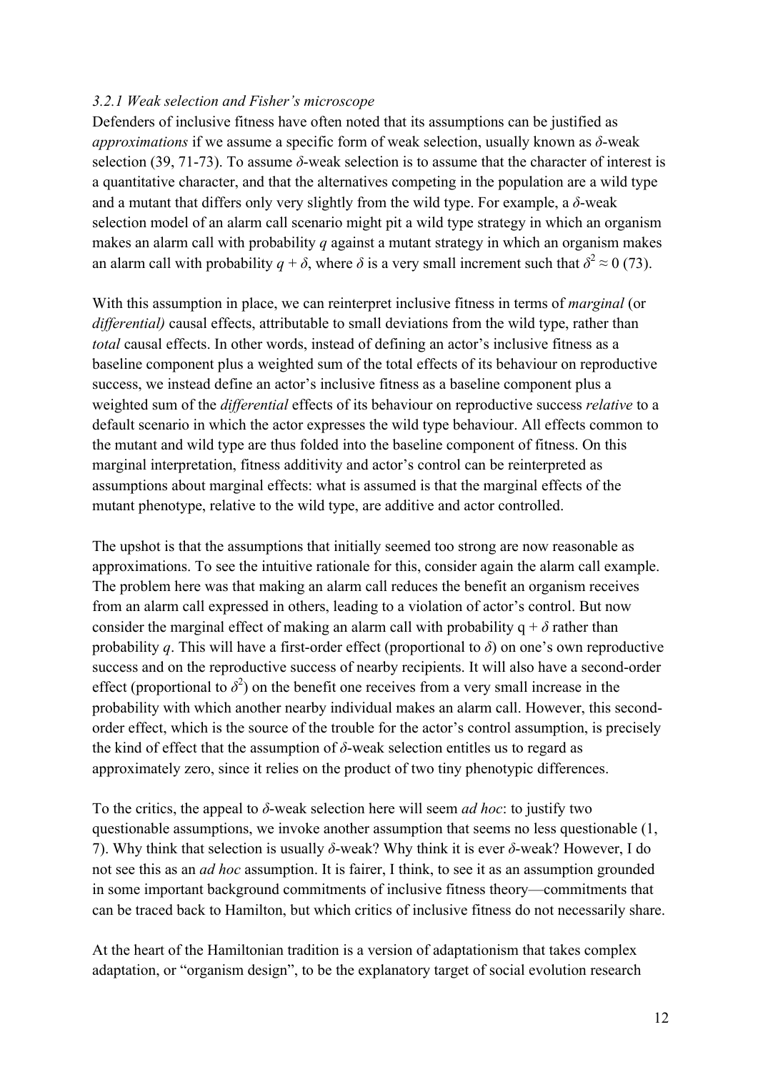### *3.2.1 Weak selection and Fisher's microscope*

Defenders of inclusive fitness have often noted that its assumptions can be justified as *approximations* if we assume a specific form of weak selection, usually known as $\delta$-weak selection (39, 71-73). To assume $\delta$-weak selection is to assume that the character of interest is a quantitative character, and that the alternatives competing in the population are a wild type and a mutant that differs only very slightly from the wild type. For example, a $\delta$-weak selection model of an alarm call scenario might pit a wild type strategy in which an organism makes an alarm call with probability $q$ against a mutant strategy in which an organism makes an alarm call with probability $q + \delta$, where $\delta$ is a very small increment such that $\delta^2 \approx 0$ (73).

With this assumption in place, we can reinterpret inclusive fitness in terms of *marginal* (or *differential)* causal effects, attributable to small deviations from the wild type, rather than *total* causal effects. In other words, instead of defining an actor's inclusive fitness as a baseline component plus a weighted sum of the total effects of its behaviour on reproductive success, we instead define an actor's inclusive fitness as a baseline component plus a weighted sum of the *differential* effects of its behaviour on reproductive success *relative* to a default scenario in which the actor expresses the wild type behaviour. All effects common to the mutant and wild type are thus folded into the baseline component of fitness. On this marginal interpretation, fitness additivity and actor's control can be reinterpreted as assumptions about marginal effects: what is assumed is that the marginal effects of the mutant phenotype, relative to the wild type, are additive and actor controlled.

The upshot is that the assumptions that initially seemed too strong are now reasonable as approximations. To see the intuitive rationale for this, consider again the alarm call example. The problem here was that making an alarm call reduces the benefit an organism receives from an alarm call expressed in others, leading to a violation of actor's control. But now consider the marginal effect of making an alarm call with probability $q + \delta$ rather than probability $q$. This will have a first-order effect (proportional to $\delta$) on one's own reproductive success and on the reproductive success of nearby recipients. It will also have a second-order effect (proportional to $\delta^2$) on the benefit one receives from a very small increase in the probability with which another nearby individual makes an alarm call. However, this second-order effect, which is the source of the trouble for the actor's control assumption, is precisely the kind of effect that the assumption of $\delta$-weak selection entitles us to regard as approximately zero, since it relies on the product of two tiny phenotypic differences.

To the critics, the appeal to $\delta$-weak selection here will seem *ad hoc*: to justify two questionable assumptions, we invoke another assumption that seems no less questionable (1, 7). Why think that selection is usually $\delta$-weak? Why think it is ever $\delta$-weak? However, I do not see this as an *ad hoc* assumption. It is fairer, I think, to see it as an assumption grounded in some important background commitments of inclusive fitness theory—commitments that can be traced back to Hamilton, but which critics of inclusive fitness do not necessarily share.

At the heart of the Hamiltonian tradition is a version of adaptationism that takes complex adaptation, or "organism design", to be the explanatory target of social evolution research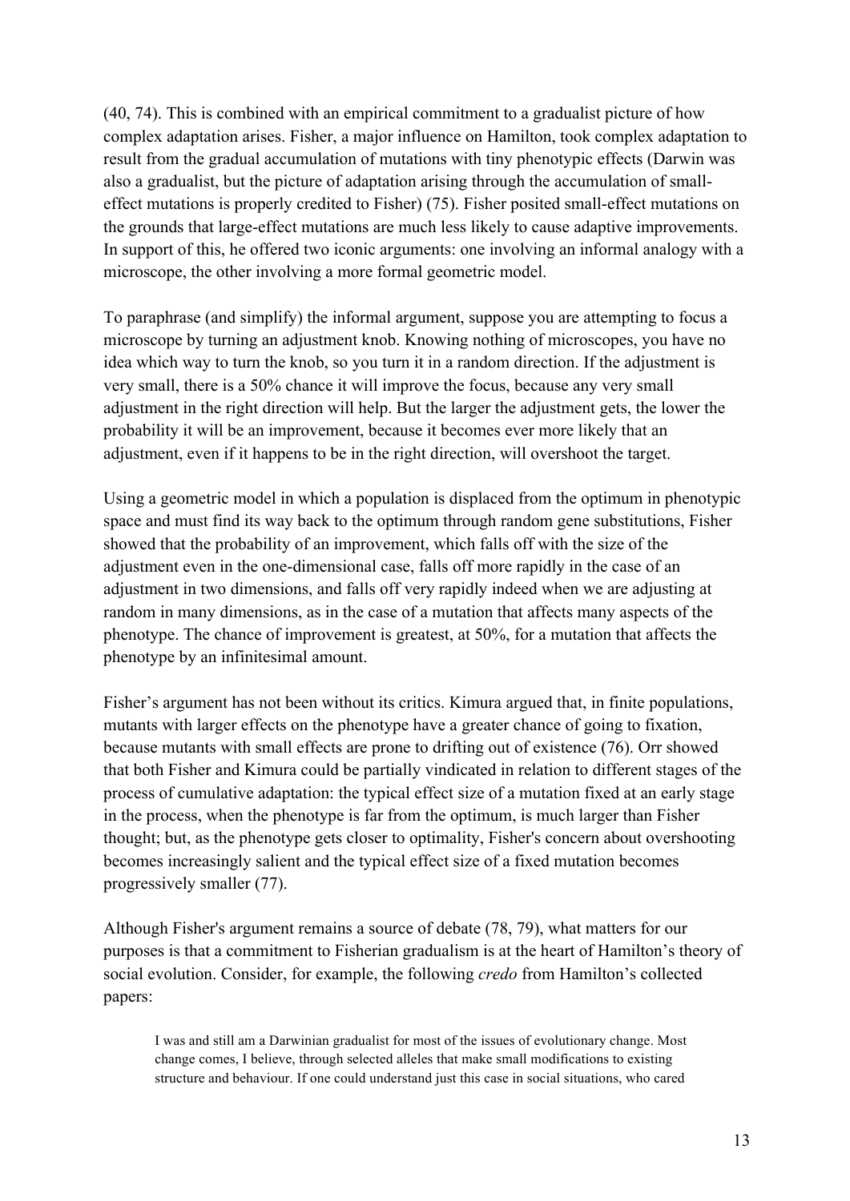(40, 74). This is combined with an empirical commitment to a gradualist picture of how complex adaptation arises. Fisher, a major influence on Hamilton, took complex adaptation to result from the gradual accumulation of mutations with tiny phenotypic effects (Darwin was also a gradualist, but the picture of adaptation arising through the accumulation of small-effect mutations is properly credited to Fisher) (75). Fisher posited small-effect mutations on the grounds that large-effect mutations are much less likely to cause adaptive improvements. In support of this, he offered two iconic arguments: one involving an informal analogy with a microscope, the other involving a more formal geometric model.

To paraphrase (and simplify) the informal argument, suppose you are attempting to focus a microscope by turning an adjustment knob. Knowing nothing of microscopes, you have no idea which way to turn the knob, so you turn it in a random direction. If the adjustment is very small, there is a 50% chance it will improve the focus, because any very small adjustment in the right direction will help. But the larger the adjustment gets, the lower the probability it will be an improvement, because it becomes ever more likely that an adjustment, even if it happens to be in the right direction, will overshoot the target.

Using a geometric model in which a population is displaced from the optimum in phenotypic space and must find its way back to the optimum through random gene substitutions, Fisher showed that the probability of an improvement, which falls off with the size of the adjustment even in the one-dimensional case, falls off more rapidly in the case of an adjustment in two dimensions, and falls off very rapidly indeed when we are adjusting at random in many dimensions, as in the case of a mutation that affects many aspects of the phenotype. The chance of improvement is greatest, at 50%, for a mutation that affects the phenotype by an infinitesimal amount.

Fisher's argument has not been without its critics. Kimura argued that, in finite populations, mutants with larger effects on the phenotype have a greater chance of going to fixation, because mutants with small effects are prone to drifting out of existence (76). Orr showed that both Fisher and Kimura could be partially vindicated in relation to different stages of the process of cumulative adaptation: the typical effect size of a mutation fixed at an early stage in the process, when the phenotype is far from the optimum, is much larger than Fisher thought; but, as the phenotype gets closer to optimality, Fisher's concern about overshooting becomes increasingly salient and the typical effect size of a fixed mutation becomes progressively smaller (77).

Although Fisher's argument remains a source of debate (78, 79), what matters for our purposes is that a commitment to Fisherian gradualism is at the heart of Hamilton's theory of social evolution. Consider, for example, the following *credo* from Hamilton's collected papers:

> I was and still am a Darwinian gradualist for most of the issues of evolutionary change. Most change comes, I believe, through selected alleles that make small modifications to existing structure and behaviour. If one could understand just this case in social situations, who cared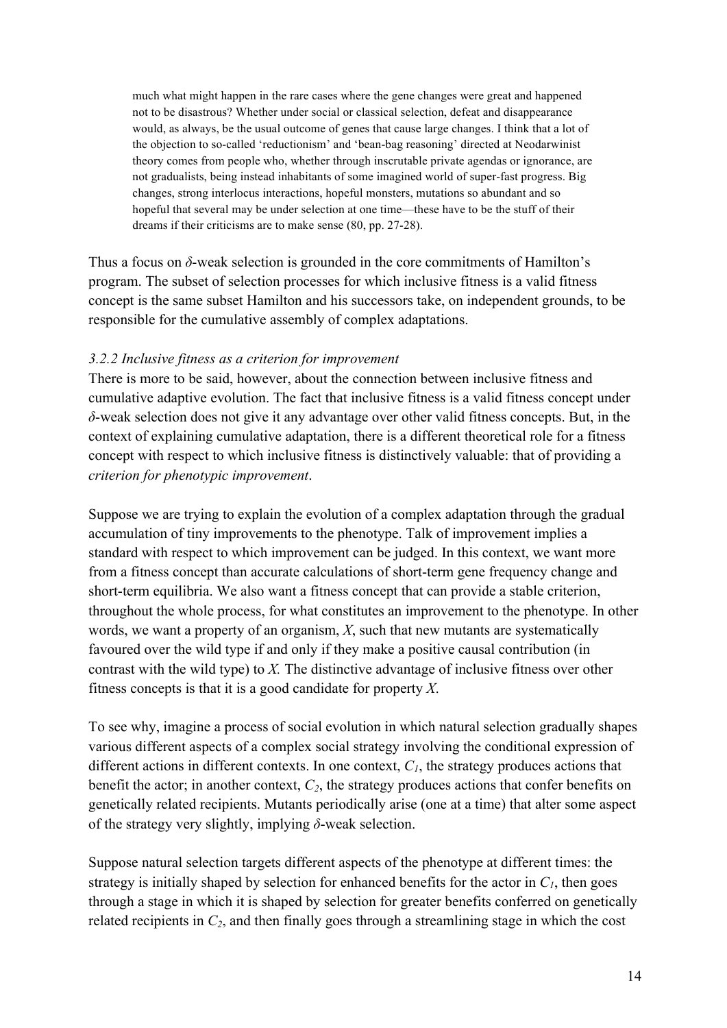> much what might happen in the rare cases where the gene changes were great and happened not to be disastrous? Whether under social or classical selection, defeat and disappearance would, as always, be the usual outcome of genes that cause large changes. I think that a lot of the objection to so-called 'reductionism' and 'bean-bag reasoning' directed at Neodarwinist theory comes from people who, whether through inscrutable private agendas or ignorance, are not gradualists, being instead inhabitants of some imagined world of super-fast progress. Big changes, strong interlocus interactions, hopeful monsters, mutations so abundant and so hopeful that several may be under selection at one time—these have to be the stuff of their dreams if their criticisms are to make sense (80, pp. 27-28).

Thus a focus on $\delta$-weak selection is grounded in the core commitments of Hamilton's program. The subset of selection processes for which inclusive fitness is a valid fitness concept is the same subset Hamilton and his successors take, on independent grounds, to be responsible for the cumulative assembly of complex adaptations.

### *3.2.2 Inclusive fitness as a criterion for improvement*

There is more to be said, however, about the connection between inclusive fitness and cumulative adaptive evolution. The fact that inclusive fitness is a valid fitness concept under $\delta$-weak selection does not give it any advantage over other valid fitness concepts. But, in the context of explaining cumulative adaptation, there is a different theoretical role for a fitness concept with respect to which inclusive fitness is distinctively valuable: that of providing a *criterion for phenotypic improvement*.

Suppose we are trying to explain the evolution of a complex adaptation through the gradual accumulation of tiny improvements to the phenotype. Talk of improvement implies a standard with respect to which improvement can be judged. In this context, we want more from a fitness concept than accurate calculations of short-term gene frequency change and short-term equilibria. We also want a fitness concept that can provide a stable criterion, throughout the whole process, for what constitutes an improvement to the phenotype. In other words, we want a property of an organism, $X$, such that new mutants are systematically favoured over the wild type if and only if they make a positive causal contribution (in contrast with the wild type) to $X$. The distinctive advantage of inclusive fitness over other fitness concepts is that it is a good candidate for property $X$.

To see why, imagine a process of social evolution in which natural selection gradually shapes various different aspects of a complex social strategy involving the conditional expression of different actions in different contexts. In one context, $C_1$, the strategy produces actions that benefit the actor; in another context, $C_2$, the strategy produces actions that confer benefits on genetically related recipients. Mutants periodically arise (one at a time) that alter some aspect of the strategy very slightly, implying $\delta$-weak selection.

Suppose natural selection targets different aspects of the phenotype at different times: the strategy is initially shaped by selection for enhanced benefits for the actor in $C_1$, then goes through a stage in which it is shaped by selection for greater benefits conferred on genetically related recipients in $C_2$, and then finally goes through a streamlining stage in which the cost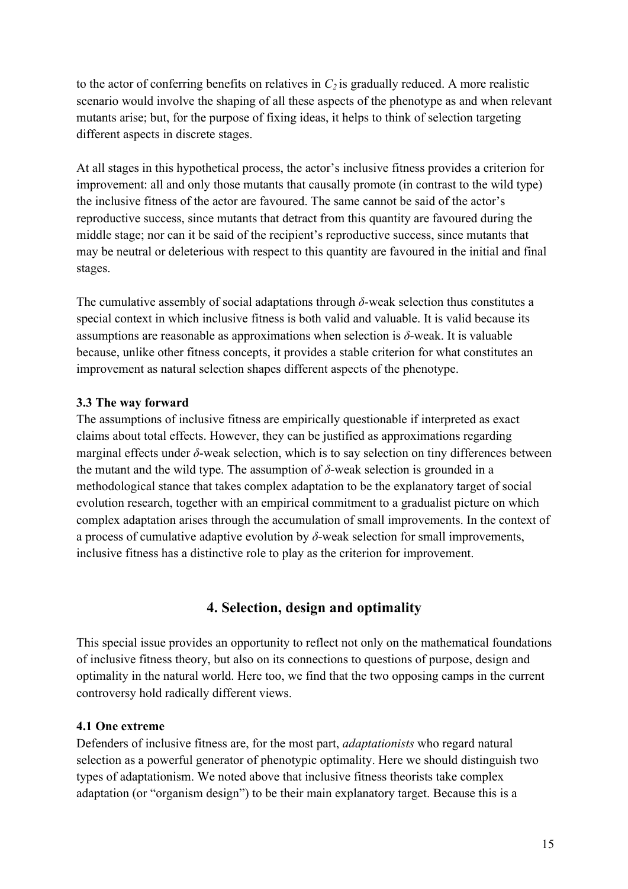to the actor of conferring benefits on relatives in $C_2$ is gradually reduced. A more realistic scenario would involve the shaping of all these aspects of the phenotype as and when relevant mutants arise; but, for the purpose of fixing ideas, it helps to think of selection targeting different aspects in discrete stages.

At all stages in this hypothetical process, the actor's inclusive fitness provides a criterion for improvement: all and only those mutants that causally promote (in contrast to the wild type) the inclusive fitness of the actor are favoured. The same cannot be said of the actor's reproductive success, since mutants that detract from this quantity are favoured during the middle stage; nor can it be said of the recipient's reproductive success, since mutants that may be neutral or deleterious with respect to this quantity are favoured in the initial and final stages.

The cumulative assembly of social adaptations through $\delta$-weak selection thus constitutes a special context in which inclusive fitness is both valid and valuable. It is valid because its assumptions are reasonable as approximations when selection is $\delta$-weak. It is valuable because, unlike other fitness concepts, it provides a stable criterion for what constitutes an improvement as natural selection shapes different aspects of the phenotype.

### 3.3 The way forward

The assumptions of inclusive fitness are empirically questionable if interpreted as exact claims about total effects. However, they can be justified as approximations regarding marginal effects under $\delta$-weak selection, which is to say selection on tiny differences between the mutant and the wild type. The assumption of $\delta$-weak selection is grounded in a methodological stance that takes complex adaptation to be the explanatory target of social evolution research, together with an empirical commitment to a gradualist picture on which complex adaptation arises through the accumulation of small improvements. In the context of a process of cumulative adaptive evolution by $\delta$-weak selection for small improvements, inclusive fitness has a distinctive role to play as the criterion for improvement.

## 4. Selection, design and optimality

This special issue provides an opportunity to reflect not only on the mathematical foundations of inclusive fitness theory, but also on its connections to questions of purpose, design and optimality in the natural world. Here too, we find that the two opposing camps in the current controversy hold radically different views.

### 4.1 One extreme

Defenders of inclusive fitness are, for the most part, *adaptationists* who regard natural selection as a powerful generator of phenotypic optimality. Here we should distinguish two types of adaptationism. We noted above that inclusive fitness theorists take complex adaptation (or "organism design") to be their main explanatory target. Because this is a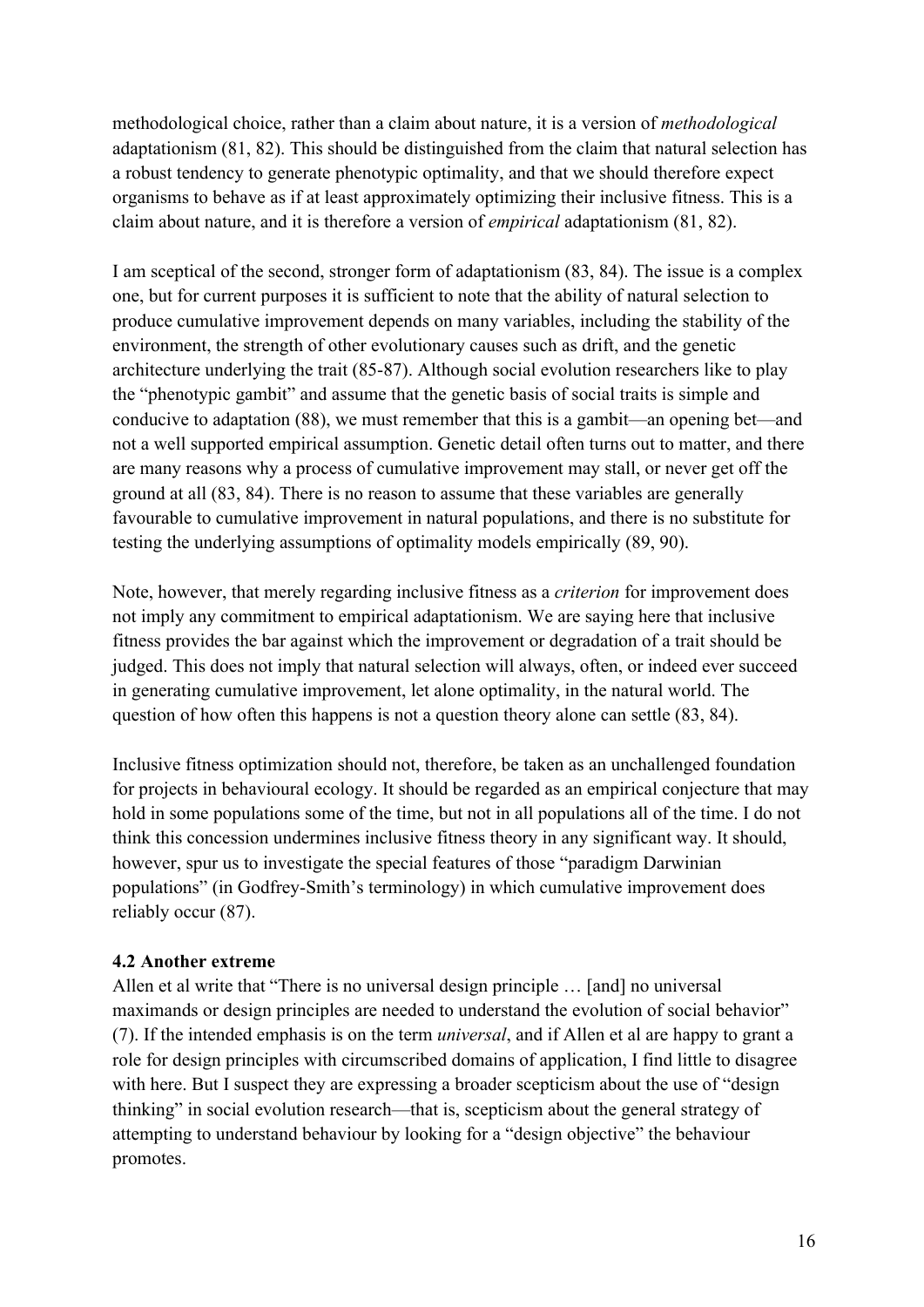methodological choice, rather than a claim about nature, it is a version of *methodological* adaptationism (81, 82). This should be distinguished from the claim that natural selection has a robust tendency to generate phenotypic optimality, and that we should therefore expect organisms to behave as if at least approximately optimizing their inclusive fitness. This is a claim about nature, and it is therefore a version of *empirical* adaptationism (81, 82).

I am sceptical of the second, stronger form of adaptationism (83, 84). The issue is a complex one, but for current purposes it is sufficient to note that the ability of natural selection to produce cumulative improvement depends on many variables, including the stability of the environment, the strength of other evolutionary causes such as drift, and the genetic architecture underlying the trait (85-87). Although social evolution researchers like to play the "phenotypic gambit" and assume that the genetic basis of social traits is simple and conducive to adaptation (88), we must remember that this is a gambit—an opening bet—and not a well supported empirical assumption. Genetic detail often turns out to matter, and there are many reasons why a process of cumulative improvement may stall, or never get off the ground at all (83, 84). There is no reason to assume that these variables are generally favourable to cumulative improvement in natural populations, and there is no substitute for testing the underlying assumptions of optimality models empirically (89, 90).

Note, however, that merely regarding inclusive fitness as a *criterion* for improvement does not imply any commitment to empirical adaptationism. We are saying here that inclusive fitness provides the bar against which the improvement or degradation of a trait should be judged. This does not imply that natural selection will always, often, or indeed ever succeed in generating cumulative improvement, let alone optimality, in the natural world. The question of how often this happens is not a question theory alone can settle (83, 84).

Inclusive fitness optimization should not, therefore, be taken as an unchallenged foundation for projects in behavioural ecology. It should be regarded as an empirical conjecture that may hold in some populations some of the time, but not in all populations all of the time. I do not think this concession undermines inclusive fitness theory in any significant way. It should, however, spur us to investigate the special features of those "paradigm Darwinian populations" (in Godfrey-Smith's terminology) in which cumulative improvement does reliably occur (87).

### 4.2 Another extreme

Allen et al write that "There is no universal design principle … [and] no universal maximands or design principles are needed to understand the evolution of social behavior" (7). If the intended emphasis is on the term *universal*, and if Allen et al are happy to grant a role for design principles with circumscribed domains of application, I find little to disagree with here. But I suspect they are expressing a broader scepticism about the use of "design thinking" in social evolution research—that is, scepticism about the general strategy of attempting to understand behaviour by looking for a "design objective" the behaviour promotes.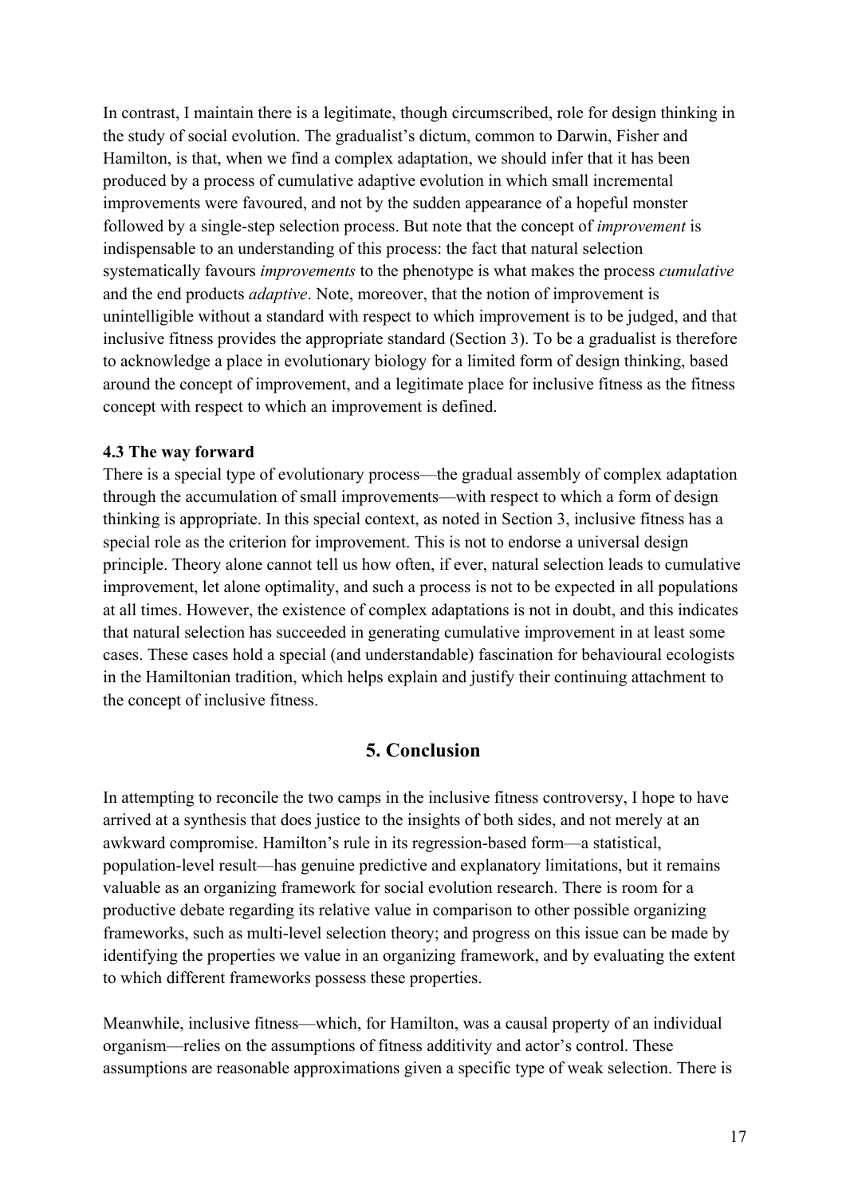In contrast, I maintain there is a legitimate, though circumscribed, role for design thinking in the study of social evolution. The gradualist's dictum, common to Darwin, Fisher and Hamilton, is that, when we find a complex adaptation, we should infer that it has been produced by a process of cumulative adaptive evolution in which small incremental improvements were favoured, and not by the sudden appearance of a hopeful monster followed by a single-step selection process. But note that the concept of *improvement* is indispensable to an understanding of this process: the fact that natural selection systematically favours *improvements* to the phenotype is what makes the process *cumulative* and the end products *adaptive*. Note, moreover, that the notion of improvement is unintelligible without a standard with respect to which improvement is to be judged, and that inclusive fitness provides the appropriate standard (Section 3). To be a gradualist is therefore to acknowledge a place in evolutionary biology for a limited form of design thinking, based around the concept of improvement, and a legitimate place for inclusive fitness as the fitness concept with respect to which an improvement is defined.

### 4.3 The way forward

There is a special type of evolutionary process—the gradual assembly of complex adaptation through the accumulation of small improvements—with respect to which a form of design thinking is appropriate. In this special context, as noted in Section 3, inclusive fitness has a special role as the criterion for improvement. This is not to endorse a universal design principle. Theory alone cannot tell us how often, if ever, natural selection leads to cumulative improvement, let alone optimality, and such a process is not to be expected in all populations at all times. However, the existence of complex adaptations is not in doubt, and this indicates that natural selection has succeeded in generating cumulative improvement in at least some cases. These cases hold a special (and understandable) fascination for behavioural ecologists in the Hamiltonian tradition, which helps explain and justify their continuing attachment to the concept of inclusive fitness.

## 5. Conclusion

In attempting to reconcile the two camps in the inclusive fitness controversy, I hope to have arrived at a synthesis that does justice to the insights of both sides, and not merely at an awkward compromise. Hamilton's rule in its regression-based form—a statistical, population-level result—has genuine predictive and explanatory limitations, but it remains valuable as an organizing framework for social evolution research. There is room for a productive debate regarding its relative value in comparison to other possible organizing frameworks, such as multi-level selection theory; and progress on this issue can be made by identifying the properties we value in an organizing framework, and by evaluating the extent to which different frameworks possess these properties.

Meanwhile, inclusive fitness—which, for Hamilton, was a causal property of an individual organism—relies on the assumptions of fitness additivity and actor's control. These assumptions are reasonable approximations given a specific type of weak selection. There is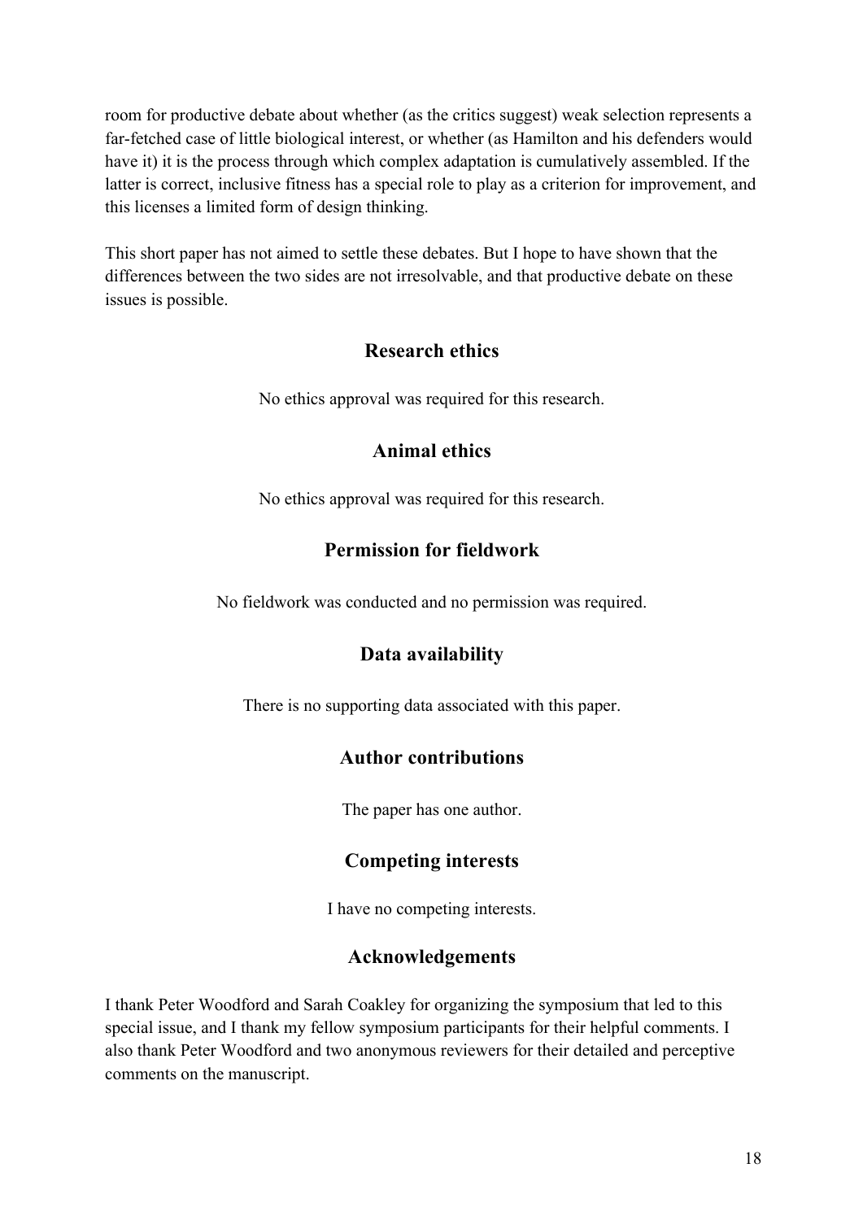room for productive debate about whether (as the critics suggest) weak selection represents a far-fetched case of little biological interest, or whether (as Hamilton and his defenders would have it) it is the process through which complex adaptation is cumulatively assembled. If the latter is correct, inclusive fitness has a special role to play as a criterion for improvement, and this licenses a limited form of design thinking.

This short paper has not aimed to settle these debates. But I hope to have shown that the differences between the two sides are not irresolvable, and that productive debate on these issues is possible.

## Research ethics

No ethics approval was required for this research.

## Animal ethics

No ethics approval was required for this research.

## Permission for fieldwork

No fieldwork was conducted and no permission was required.

## Data availability

There is no supporting data associated with this paper.

## Author contributions

The paper has one author.

## Competing interests

I have no competing interests.

## Acknowledgements

I thank Peter Woodford and Sarah Coakley for organizing the symposium that led to this special issue, and I thank my fellow symposium participants for their helpful comments. I also thank Peter Woodford and two anonymous reviewers for their detailed and perceptive comments on the manuscript.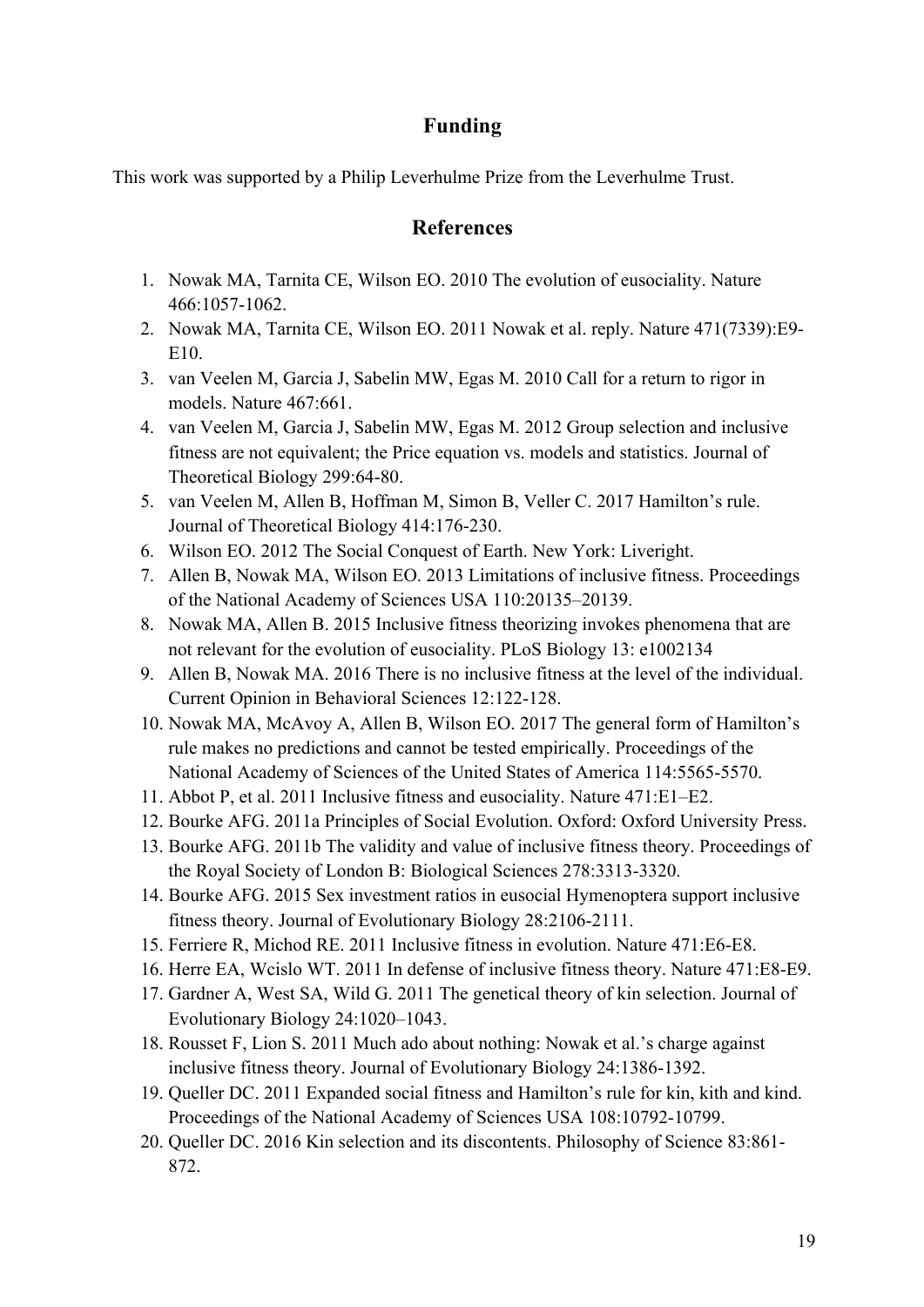## Funding

This work was supported by a Philip Leverhulme Prize from the Leverhulme Trust.

## References

1. Nowak MA, Tarnita CE, Wilson EO. 2010 The evolution of eusociality. Nature 466:1057-1062.
2. Nowak MA, Tarnita CE, Wilson EO. 2011 Nowak et al. reply. Nature 471(7339):E9-E10.
3. van Veelen M, Garcia J, Sabelin MW, Egas M. 2010 Call for a return to rigor in models. Nature 467:661.
4. van Veelen M, Garcia J, Sabelin MW, Egas M. 2012 Group selection and inclusive fitness are not equivalent; the Price equation vs. models and statistics. Journal of Theoretical Biology 299:64-80.
5. van Veelen M, Allen B, Hoffman M, Simon B, Veller C. 2017 Hamilton's rule. Journal of Theoretical Biology 414:176-230.
6. Wilson EO. 2012 The Social Conquest of Earth. New York: Liveright.
7. Allen B, Nowak MA, Wilson EO. 2013 Limitations of inclusive fitness. Proceedings of the National Academy of Sciences USA 110:20135–20139.
8. Nowak MA, Allen B. 2015 Inclusive fitness theorizing invokes phenomena that are not relevant for the evolution of eusociality. PLoS Biology 13: e1002134
9. Allen B, Nowak MA. 2016 There is no inclusive fitness at the level of the individual. Current Opinion in Behavioral Sciences 12:122-128.
10. Nowak MA, McAvoy A, Allen B, Wilson EO. 2017 The general form of Hamilton's rule makes no predictions and cannot be tested empirically. Proceedings of the National Academy of Sciences of the United States of America 114:5565-5570.
11. Abbot P, et al. 2011 Inclusive fitness and eusociality. Nature 471:E1–E2.
12. Bourke AFG. 2011a Principles of Social Evolution. Oxford: Oxford University Press.
13. Bourke AFG. 2011b The validity and value of inclusive fitness theory. Proceedings of the Royal Society of London B: Biological Sciences 278:3313-3320.
14. Bourke AFG. 2015 Sex investment ratios in eusocial Hymenoptera support inclusive fitness theory. Journal of Evolutionary Biology 28:2106-2111.
15. Ferriere R, Michod RE. 2011 Inclusive fitness in evolution. Nature 471:E6-E8.
16. Herre EA, Wcislo WT. 2011 In defense of inclusive fitness theory. Nature 471:E8-E9.
17. Gardner A, West SA, Wild G. 2011 The genetical theory of kin selection. Journal of Evolutionary Biology 24:1020–1043.
18. Rousset F, Lion S. 2011 Much ado about nothing: Nowak et al.'s charge against inclusive fitness theory. Journal of Evolutionary Biology 24:1386-1392.
19. Queller DC. 2011 Expanded social fitness and Hamilton's rule for kin, kith and kind. Proceedings of the National Academy of Sciences USA 108:10792-10799.
20. Queller DC. 2016 Kin selection and its discontents. Philosophy of Science 83:861-872.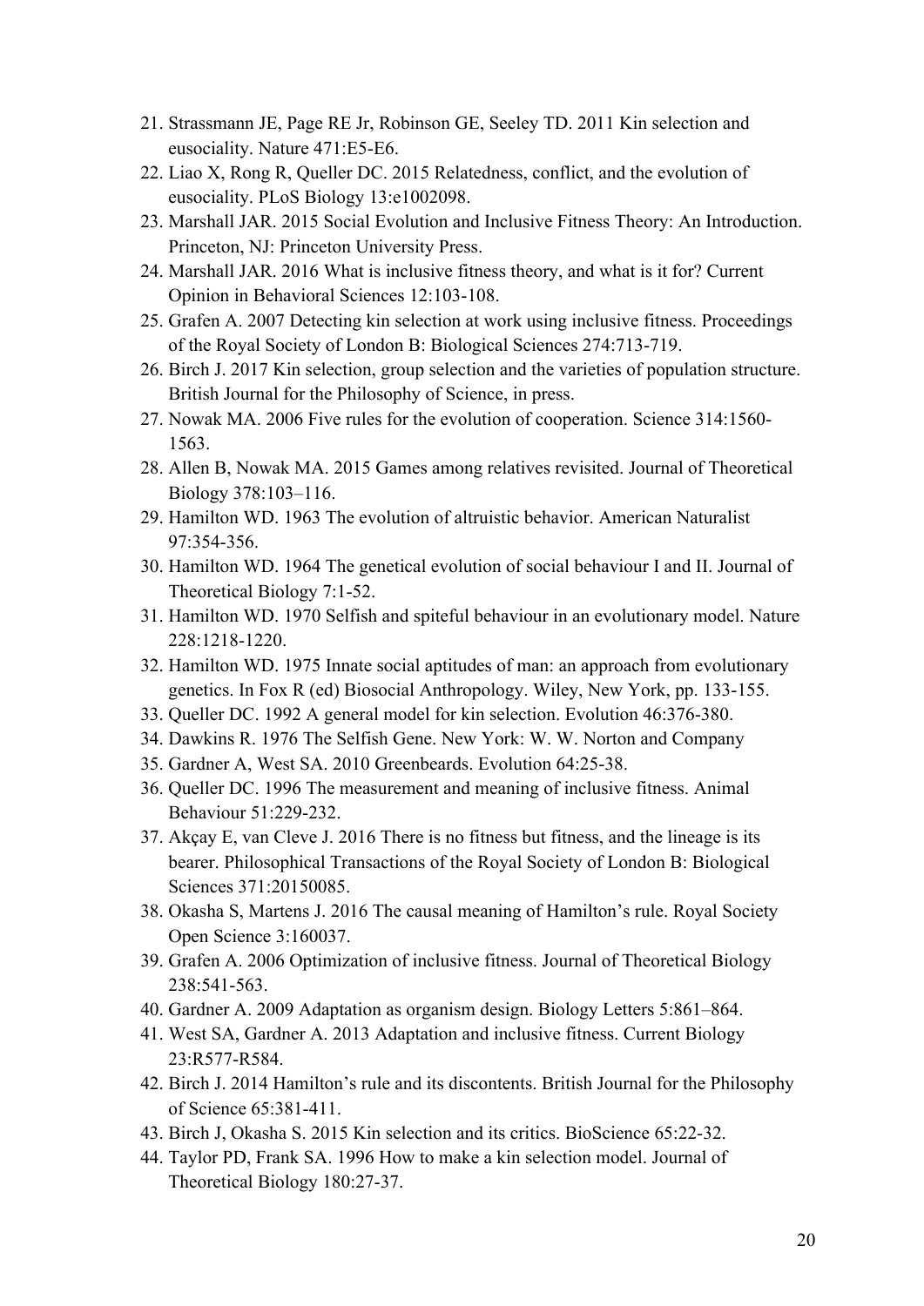21. Strassmann JE, Page RE Jr, Robinson GE, Seeley TD. 2011 Kin selection and eusociality. Nature 471:E5-E6.
22. Liao X, Rong R, Queller DC. 2015 Relatedness, conflict, and the evolution of eusociality. PLoS Biology 13:e1002098.
23. Marshall JAR. 2015 Social Evolution and Inclusive Fitness Theory: An Introduction. Princeton, NJ: Princeton University Press.
24. Marshall JAR. 2016 What is inclusive fitness theory, and what is it for? Current Opinion in Behavioral Sciences 12:103-108.
25. Grafen A. 2007 Detecting kin selection at work using inclusive fitness. Proceedings of the Royal Society of London B: Biological Sciences 274:713-719.
26. Birch J. 2017 Kin selection, group selection and the varieties of population structure. British Journal for the Philosophy of Science, in press.
27. Nowak MA. 2006 Five rules for the evolution of cooperation. Science 314:1560-1563.
28. Allen B, Nowak MA. 2015 Games among relatives revisited. Journal of Theoretical Biology 378:103–116.
29. Hamilton WD. 1963 The evolution of altruistic behavior. American Naturalist 97:354-356.
30. Hamilton WD. 1964 The genetical evolution of social behaviour I and II. Journal of Theoretical Biology 7:1-52.
31. Hamilton WD. 1970 Selfish and spiteful behaviour in an evolutionary model. Nature 228:1218-1220.
32. Hamilton WD. 1975 Innate social aptitudes of man: an approach from evolutionary genetics. In Fox R (ed) Biosocial Anthropology. Wiley, New York, pp. 133-155.
33. Queller DC. 1992 A general model for kin selection. Evolution 46:376-380.
34. Dawkins R. 1976 The Selfish Gene. New York: W. W. Norton and Company
35. Gardner A, West SA. 2010 Greenbeards. Evolution 64:25-38.
36. Queller DC. 1996 The measurement and meaning of inclusive fitness. Animal Behaviour 51:229-232.
37. Akçay E, van Cleve J. 2016 There is no fitness but fitness, and the lineage is its bearer. Philosophical Transactions of the Royal Society of London B: Biological Sciences 371:20150085.
38. Okasha S, Martens J. 2016 The causal meaning of Hamilton's rule. Royal Society Open Science 3:160037.
39. Grafen A. 2006 Optimization of inclusive fitness. Journal of Theoretical Biology 238:541-563.
40. Gardner A. 2009 Adaptation as organism design. Biology Letters 5:861–864.
41. West SA, Gardner A. 2013 Adaptation and inclusive fitness. Current Biology 23:R577-R584.
42. Birch J. 2014 Hamilton's rule and its discontents. British Journal for the Philosophy of Science 65:381-411.
43. Birch J, Okasha S. 2015 Kin selection and its critics. BioScience 65:22-32.
44. Taylor PD, Frank SA. 1996 How to make a kin selection model. Journal of Theoretical Biology 180:27-37.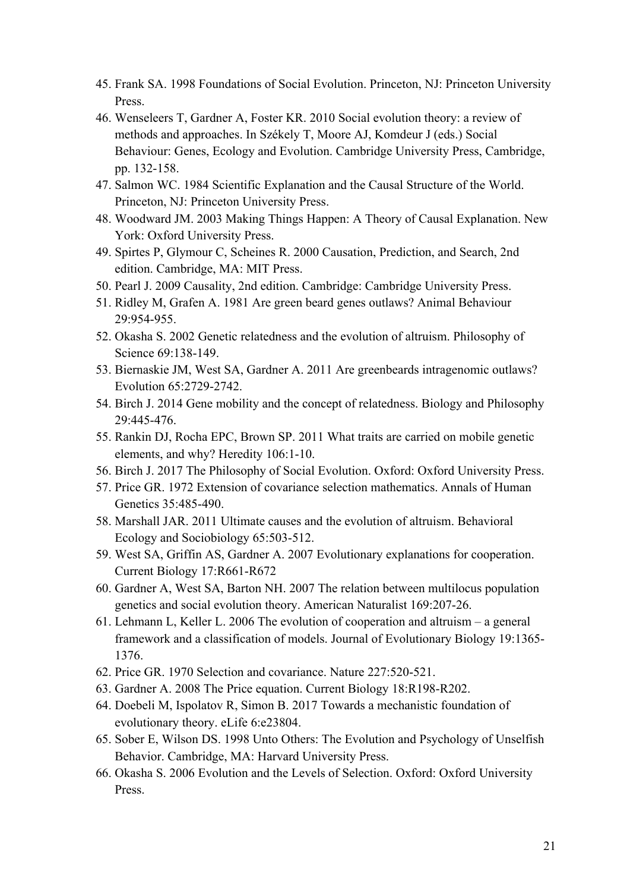45. Frank SA. 1998 Foundations of Social Evolution. Princeton, NJ: Princeton University Press.
46. Wenseleers T, Gardner A, Foster KR. 2010 Social evolution theory: a review of methods and approaches. In Székely T, Moore AJ, Komdeur J (eds.) Social Behaviour: Genes, Ecology and Evolution. Cambridge University Press, Cambridge, pp. 132-158.
47. Salmon WC. 1984 Scientific Explanation and the Causal Structure of the World. Princeton, NJ: Princeton University Press.
48. Woodward JM. 2003 Making Things Happen: A Theory of Causal Explanation. New York: Oxford University Press.
49. Spirtes P, Glymour C, Scheines R. 2000 Causation, Prediction, and Search, 2nd edition. Cambridge, MA: MIT Press.
50. Pearl J. 2009 Causality, 2nd edition. Cambridge: Cambridge University Press.
51. Ridley M, Grafen A. 1981 Are green beard genes outlaws? Animal Behaviour 29:954-955.
52. Okasha S. 2002 Genetic relatedness and the evolution of altruism. Philosophy of Science 69:138-149.
53. Biernaskie JM, West SA, Gardner A. 2011 Are greenbeards intragenomic outlaws? Evolution 65:2729-2742.
54. Birch J. 2014 Gene mobility and the concept of relatedness. Biology and Philosophy 29:445-476.
55. Rankin DJ, Rocha EPC, Brown SP. 2011 What traits are carried on mobile genetic elements, and why? Heredity 106:1-10.
56. Birch J. 2017 The Philosophy of Social Evolution. Oxford: Oxford University Press.
57. Price GR. 1972 Extension of covariance selection mathematics. Annals of Human Genetics 35:485-490.
58. Marshall JAR. 2011 Ultimate causes and the evolution of altruism. Behavioral Ecology and Sociobiology 65:503-512.
59. West SA, Griffin AS, Gardner A. 2007 Evolutionary explanations for cooperation. Current Biology 17:R661-R672
60. Gardner A, West SA, Barton NH. 2007 The relation between multilocus population genetics and social evolution theory. American Naturalist 169:207-26.
61. Lehmann L, Keller L. 2006 The evolution of cooperation and altruism – a general framework and a classification of models. Journal of Evolutionary Biology 19:1365-1376.
62. Price GR. 1970 Selection and covariance. Nature 227:520-521.
63. Gardner A. 2008 The Price equation. Current Biology 18:R198-R202.
64. Doebeli M, Ispolatov R, Simon B. 2017 Towards a mechanistic foundation of evolutionary theory. eLife 6:e23804.
65. Sober E, Wilson DS. 1998 Unto Others: The Evolution and Psychology of Unselfish Behavior. Cambridge, MA: Harvard University Press.
66. Okasha S. 2006 Evolution and the Levels of Selection. Oxford: Oxford University Press.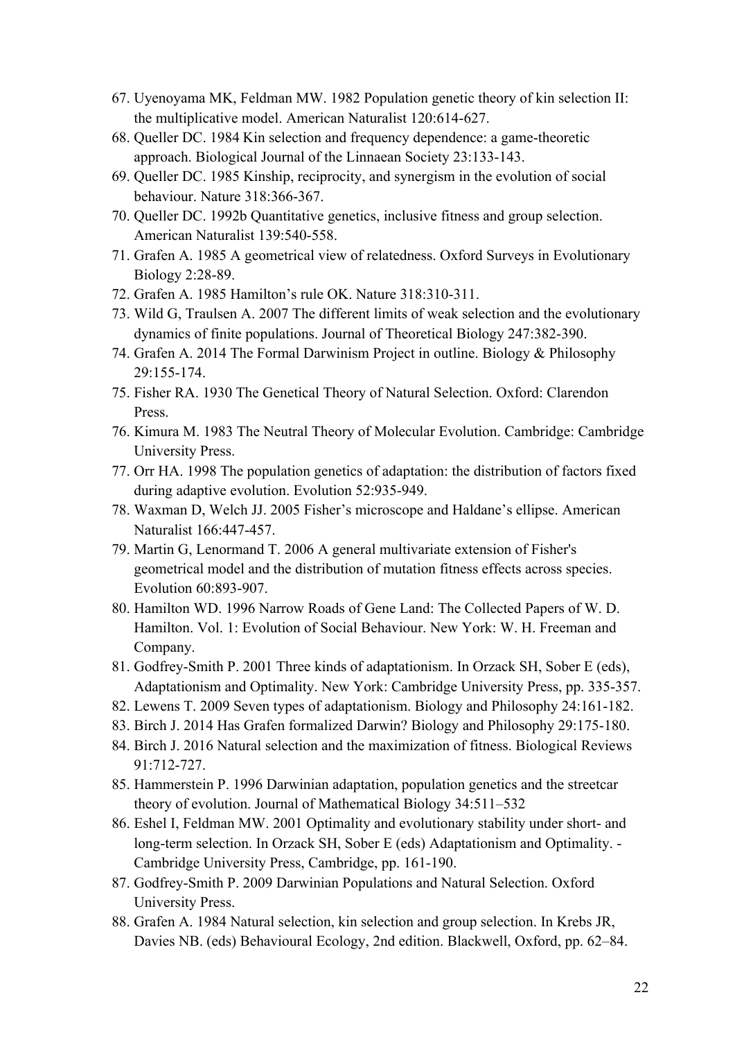67. Uyenoyama MK, Feldman MW. 1982 Population genetic theory of kin selection II: the multiplicative model. American Naturalist 120:614-627.
68. Queller DC. 1984 Kin selection and frequency dependence: a game-theoretic approach. Biological Journal of the Linnaean Society 23:133-143.
69. Queller DC. 1985 Kinship, reciprocity, and synergism in the evolution of social behaviour. Nature 318:366-367.
70. Queller DC. 1992b Quantitative genetics, inclusive fitness and group selection. American Naturalist 139:540-558.
71. Grafen A. 1985 A geometrical view of relatedness. Oxford Surveys in Evolutionary Biology 2:28-89.
72. Grafen A. 1985 Hamilton's rule OK. Nature 318:310-311.
73. Wild G, Traulsen A. 2007 The different limits of weak selection and the evolutionary dynamics of finite populations. Journal of Theoretical Biology 247:382-390.
74. Grafen A. 2014 The Formal Darwinism Project in outline. Biology & Philosophy 29:155-174.
75. Fisher RA. 1930 The Genetical Theory of Natural Selection. Oxford: Clarendon Press.
76. Kimura M. 1983 The Neutral Theory of Molecular Evolution. Cambridge: Cambridge University Press.
77. Orr HA. 1998 The population genetics of adaptation: the distribution of factors fixed during adaptive evolution. Evolution 52:935-949.
78. Waxman D, Welch JJ. 2005 Fisher's microscope and Haldane's ellipse. American Naturalist 166:447-457.
79. Martin G, Lenormand T. 2006 A general multivariate extension of Fisher's geometrical model and the distribution of mutation fitness effects across species. Evolution 60:893-907.
80. Hamilton WD. 1996 Narrow Roads of Gene Land: The Collected Papers of W. D. Hamilton. Vol. 1: Evolution of Social Behaviour. New York: W. H. Freeman and Company.
81. Godfrey-Smith P. 2001 Three kinds of adaptationism. In Orzack SH, Sober E (eds), Adaptationism and Optimality. New York: Cambridge University Press, pp. 335-357.
82. Lewens T. 2009 Seven types of adaptationism. Biology and Philosophy 24:161-182.
83. Birch J. 2014 Has Grafen formalized Darwin? Biology and Philosophy 29:175-180.
84. Birch J. 2016 Natural selection and the maximization of fitness. Biological Reviews 91:712-727.
85. Hammerstein P. 1996 Darwinian adaptation, population genetics and the streetcar theory of evolution. Journal of Mathematical Biology 34:511–532
86. Eshel I, Feldman MW. 2001 Optimality and evolutionary stability under short- and long-term selection. In Orzack SH, Sober E (eds) Adaptationism and Optimality. - Cambridge University Press, Cambridge, pp. 161-190.
87. Godfrey-Smith P. 2009 Darwinian Populations and Natural Selection. Oxford University Press.
88. Grafen A. 1984 Natural selection, kin selection and group selection. In Krebs JR, Davies NB. (eds) Behavioural Ecology, 2nd edition. Blackwell, Oxford, pp. 62–84.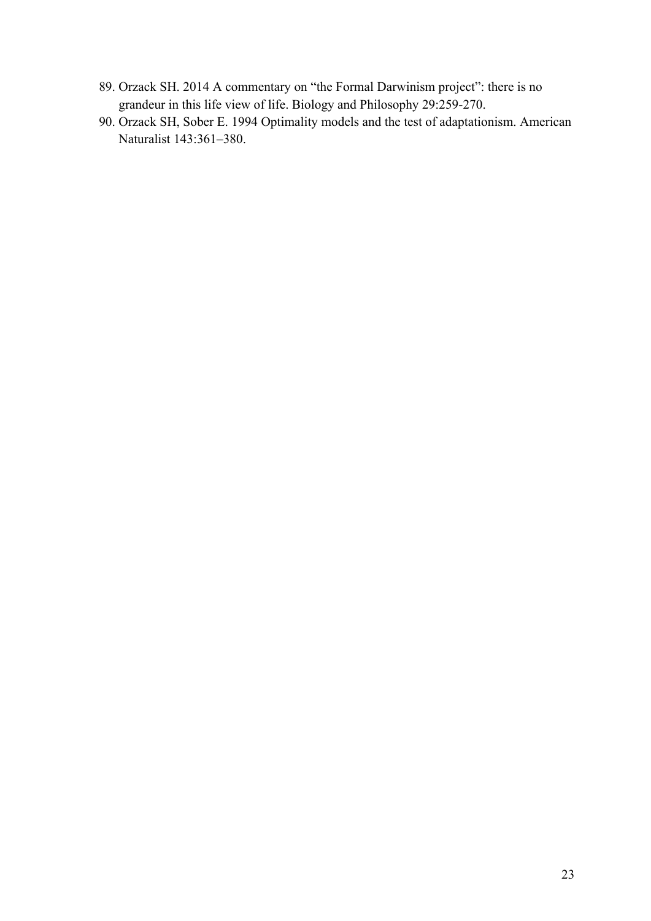89. Orzack SH. 2014 A commentary on “the Formal Darwinism project”: there is no grandeur in this life view of life. Biology and Philosophy 29:259-270.
90. Orzack SH, Sober E. 1994 Optimality models and the test of adaptationism. American Naturalist 143:361–380.